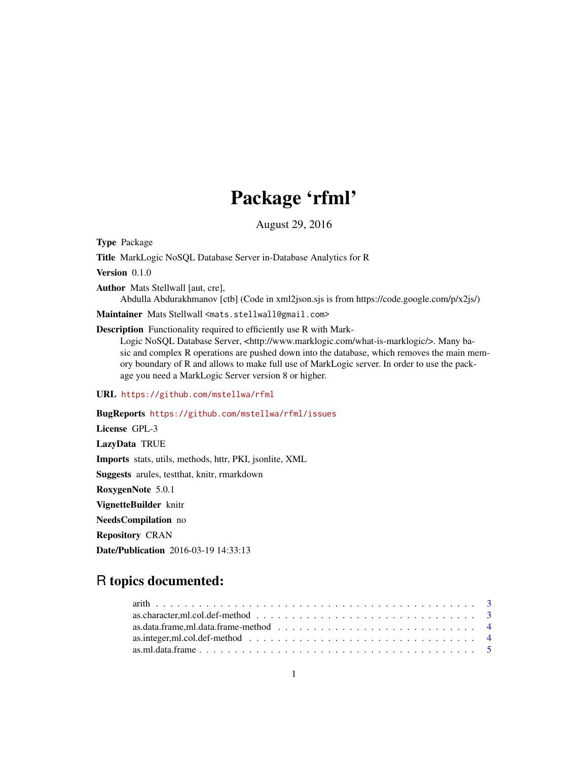# Package 'rfml'

August 29, 2016

**Type** Package

**Title** MarkLogic NoSQL Database Server in-Database Analytics for R

**Version** 0.1.0

**Author** Mats Stellwall [aut, cre],
Abdulla Abdurakhmanov [ctb] (Code in xml2json.sjs is from https://code.google.com/p/x2js/)

**Maintainer** Mats Stellwall <mats.stellwall@gmail.com>

**Description** Functionality required to efficiently use R with MarkLogic NoSQL Database Server, <http://www.marklogic.com/what-is-marklogic/>. Many basic and complex R operations are pushed down into the database, which removes the main memory boundary of R and allows to make full use of MarkLogic server. In order to use the package you need a MarkLogic Server version 8 or higher.

**URL** https://github.com/mstellwa/rfml

**BugReports** https://github.com/mstellwa/rfml/issues

**License** GPL-3

**LazyData** TRUE

**Imports** stats, utils, methods, httr, PKI, jsonlite, XML

**Suggests** arules, testthat, knitr, rmarkdown

**RoxygenNote** 5.0.1

**VignetteBuilder** knitr

**NeedsCompilation** no

**Repository** CRAN

**Date/Publication** 2016-03-19 14:33:13

## R topics documented:

arith . . . . . . . . . . . . . . . . . . . . . . . . . . . . . . . . . . . . . . . . . . 3
as.character,ml.col.def-method . . . . . . . . . . . . . . . . . . . . . . . . . . . . . 3
as.data.frame,ml.data.frame-method . . . . . . . . . . . . . . . . . . . . . . . . . . 4
as.integer,ml.col.def-method . . . . . . . . . . . . . . . . . . . . . . . . . . . . . 4
as.ml.data.frame . . . . . . . . . . . . . . . . . . . . . . . . . . . . . . . . . . . 5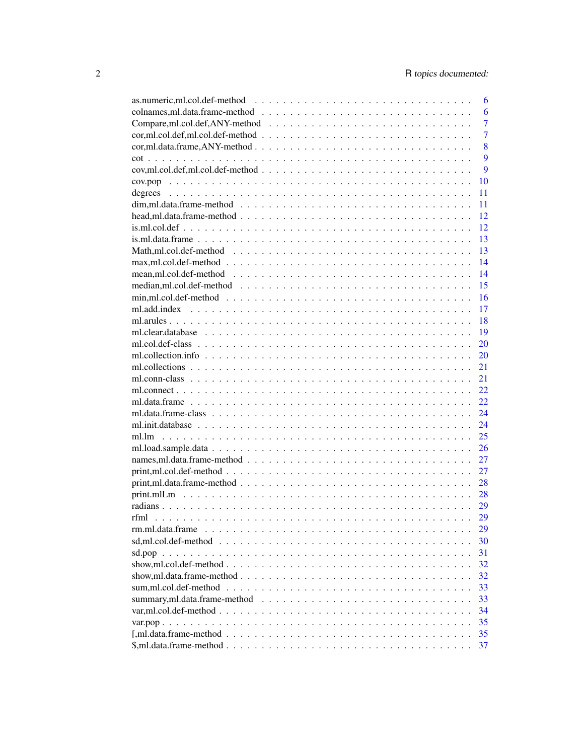| | |
|---|---|
| as.numeric,ml.col.def-method | 6 |
| colnames,ml.data.frame-method | 6 |
| Compare,ml.col.def,ANY-method | 7 |
| cor,ml.col.def,ml.col.def-method | 7 |
| cor,ml.data.frame,ANY-method | 8 |
| cot | 9 |
| cov,ml.col.def,ml.col.def-method | 9 |
| cov.pop | 10 |
| degrees | 11 |
| dim,ml.data.frame-method | 11 |
| head,ml.data.frame-method | 12 |
| is.ml.col.def | 12 |
| is.ml.data.frame | 13 |
| Math,ml.col.def-method | 13 |
| max,ml.col.def-method | 14 |
| mean,ml.col.def-method | 14 |
| median,ml.col.def-method | 15 |
| min,ml.col.def-method | 16 |
| ml.add.index | 17 |
| ml.arules | 18 |
| ml.clear.database | 19 |
| ml.col.def-class | 20 |
| ml.collection.info | 20 |
| ml.collections | 21 |
| ml.conn-class | 21 |
| ml.connect | 22 |
| ml.data.frame | 22 |
| ml.data.frame-class | 24 |
| ml.init.database | 24 |
| ml.lm | 25 |
| ml.load.sample.data | 26 |
| names,ml.data.frame-method | 27 |
| print,ml.col.def-method | 27 |
| print,ml.data.frame-method | 28 |
| print.mlLm | 28 |
| radians | 29 |
| rfml | 29 |
| rm.ml.data.frame | 29 |
| sd,ml.col.def-method | 30 |
| sd.pop | 31 |
| show,ml.col.def-method | 32 |
| show,ml.data.frame-method | 32 |
| sum,ml.col.def-method | 33 |
| summary,ml.data.frame-method | 33 |
| var,ml.col.def-method | 34 |
| var.pop | 35 |
| [,ml.data.frame-method | 35 |
| $,ml.data.frame-method | 37 |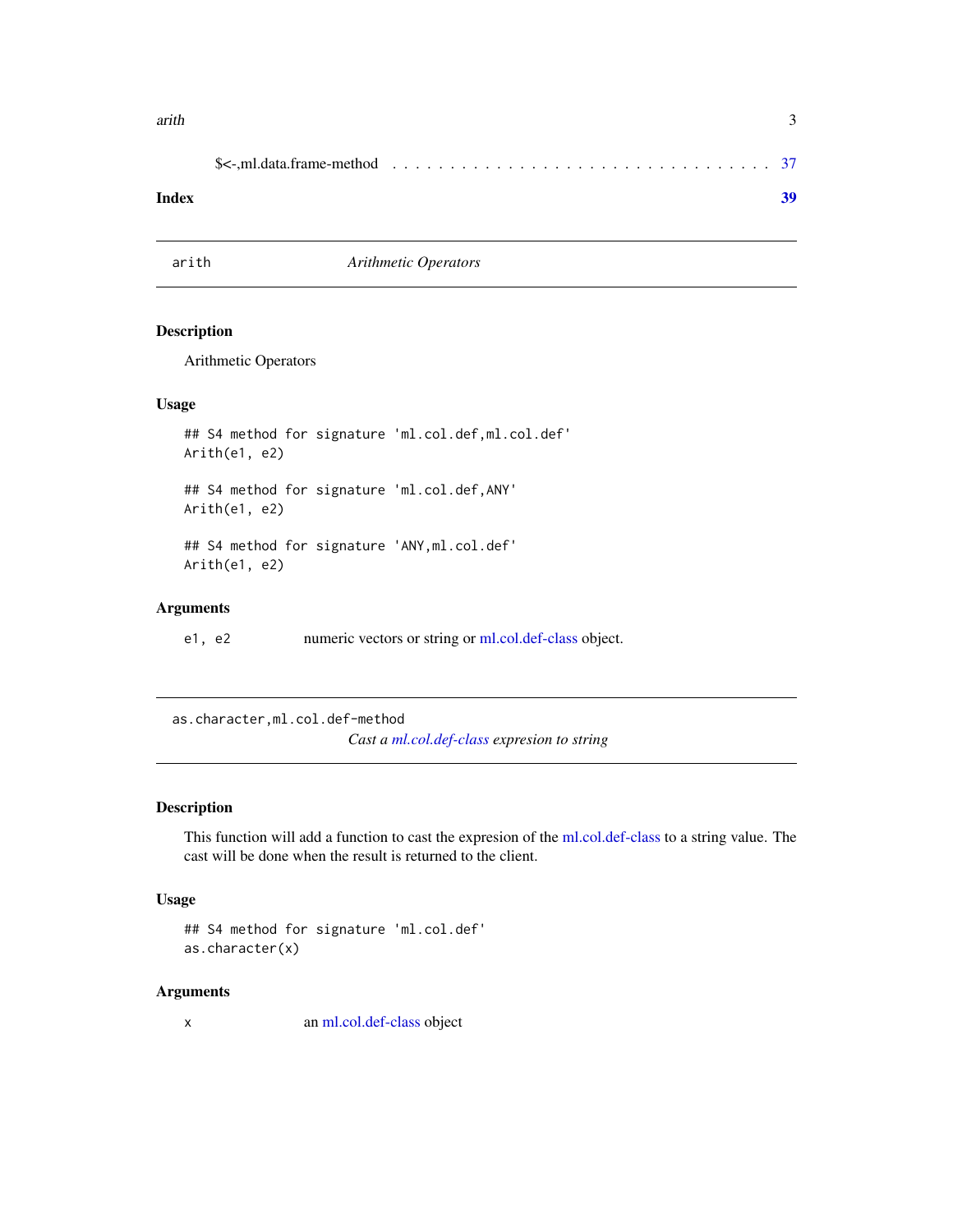$<-,ml.data.frame-method . . . . . . . . . . . . . . . . . . . . . . . . . . . . . . . 37

**Index** **39**

---

## arith *Arithmetic Operators*

### Description

Arithmetic Operators

### Usage

```
## S4 method for signature 'ml.col.def,ml.col.def'
Arith(e1, e2)

## S4 method for signature 'ml.col.def,ANY'
Arith(e1, e2)

## S4 method for signature 'ANY,ml.col.def'
Arith(e1, e2)
```

### Arguments

| | |
|---|---|
| `e1, e2` | numeric vectors or string or ml.col.def-class object. |

---

## as.character,ml.col.def-method *Cast a ml.col.def-class expresion to string*

### Description

This function will add a function to cast the expresion of the ml.col.def-class to a string value. The cast will be done when the result is returned to the client.

### Usage

```
## S4 method for signature 'ml.col.def'
as.character(x)
```

### Arguments

| | |
|---|---|
| `x` | an ml.col.def-class object |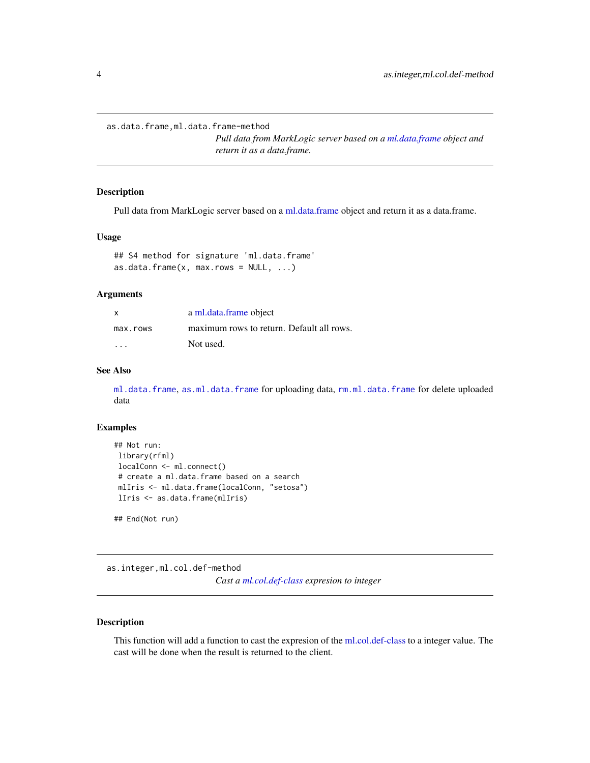## as.data.frame,ml.data.frame-method

*Pull data from MarkLogic server based on a ml.data.frame object and return it as a data.frame.*

### Description

Pull data from MarkLogic server based on a ml.data.frame object and return it as a data.frame.

### Usage

```
## S4 method for signature 'ml.data.frame'
as.data.frame(x, max.rows = NULL, ...)
```

### Arguments

| | |
|---|---|
| `x` | a ml.data.frame object |
| `max.rows` | maximum rows to return. Default all rows. |
| `...` | Not used. |

### See Also

`ml.data.frame`, `as.ml.data.frame` for uploading data, `rm.ml.data.frame` for delete uploaded data

### Examples

```
## Not run:
 library(rfml)
 localConn <- ml.connect()
 # create a ml.data.frame based on a search
 mlIris <- ml.data.frame(localConn, "setosa")
 lIris <- as.data.frame(mlIris)

## End(Not run)
```

## as.integer,ml.col.def-method

*Cast a ml.col.def-class expresion to integer*

### Description

This function will add a function to cast the expresion of the ml.col.def-class to a integer value. The cast will be done when the result is returned to the client.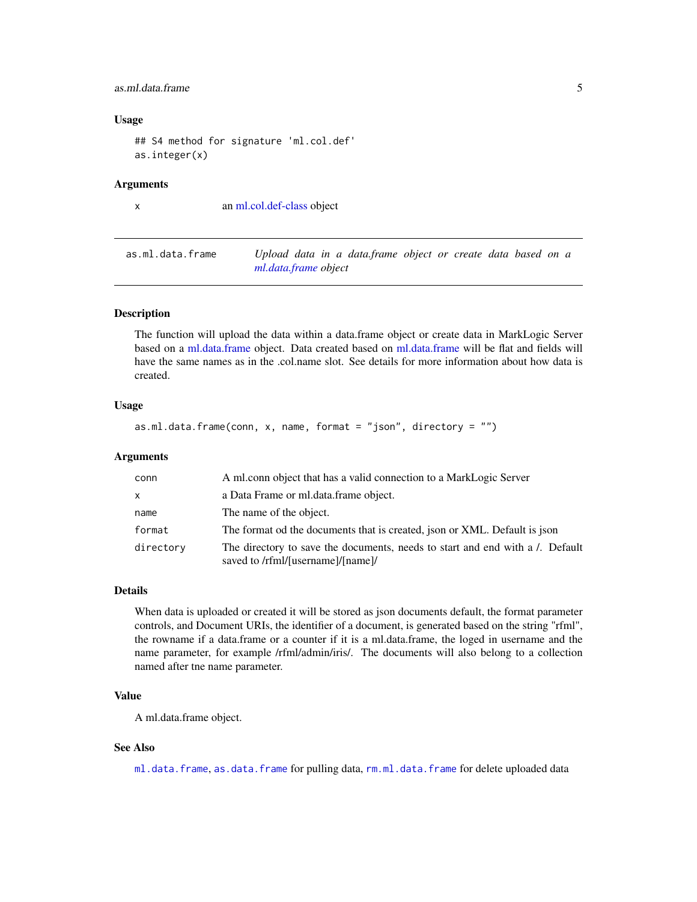### Usage

```
## S4 method for signature 'ml.col.def'
as.integer(x)
```

### Arguments

| | |
|---|---|
| x | an ml.col.def-class object |

---

## as.ml.data.frame — *Upload data in a data.frame object or create data based on a ml.data.frame object*

---

### Description

The function will upload the data within a data.frame object or create data in MarkLogic Server based on a ml.data.frame object. Data created based on ml.data.frame will be flat and fields will have the same names as in the .col.name slot. See details for more information about how data is created.

### Usage

```
as.ml.data.frame(conn, x, name, format = "json", directory = "")
```

### Arguments

| | |
|---|---|
| conn | A ml.conn object that has a valid connection to a MarkLogic Server |
| x | a Data Frame or ml.data.frame object. |
| name | The name of the object. |
| format | The format od the documents that is created, json or XML. Default is json |
| directory | The directory to save the documents, needs to start and end with a /. Default saved to /rfml/[username]/[name]/ |

### Details

When data is uploaded or created it will be stored as json documents default, the format parameter controls, and Document URIs, the identifier of a document, is generated based on the string "rfml", the rowname if a data.frame or a counter if it is a ml.data.frame, the loged in username and the name parameter, for example /rfml/admin/iris/. The documents will also belong to a collection named after tne name parameter.

### Value

A ml.data.frame object.

### See Also

`ml.data.frame`, `as.data.frame` for pulling data, `rm.ml.data.frame` for delete uploaded data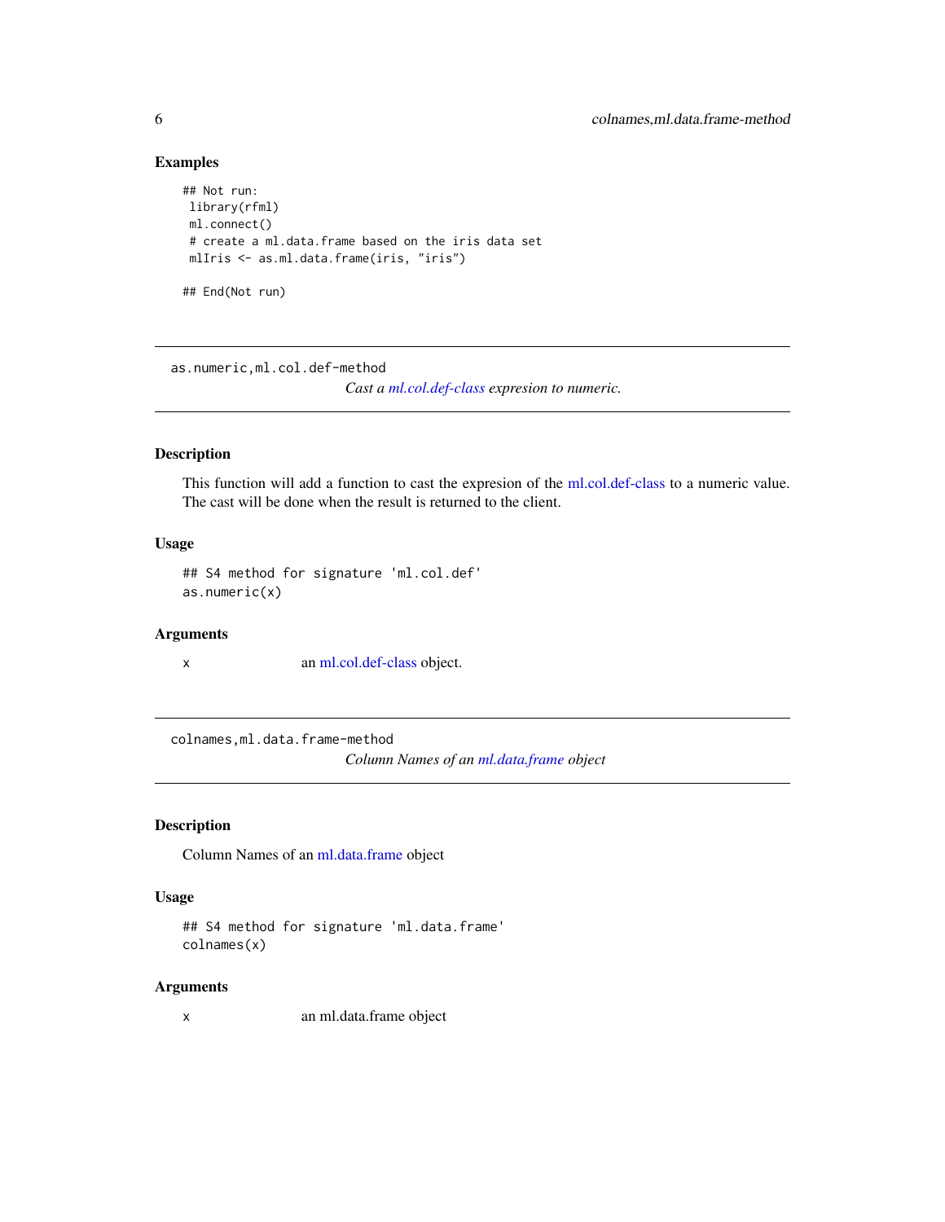### Examples

```
## Not run:
 library(rfml)
 ml.connect()
 # create a ml.data.frame based on the iris data set
 mlIris <- as.ml.data.frame(iris, "iris")

## End(Not run)
```

---

## as.numeric,ml.col.def-method

*Cast a ml.col.def-class expresion to numeric.*

---

### Description

This function will add a function to cast the expresion of the ml.col.def-class to a numeric value. The cast will be done when the result is returned to the client.

### Usage

```
## S4 method for signature 'ml.col.def'
as.numeric(x)
```

### Arguments

| | |
|---|---|
| x | an ml.col.def-class object. |

---

## colnames,ml.data.frame-method

*Column Names of an ml.data.frame object*

---

### Description

Column Names of an ml.data.frame object

### Usage

```
## S4 method for signature 'ml.data.frame'
colnames(x)
```

### Arguments

| | |
|---|---|
| x | an ml.data.frame object |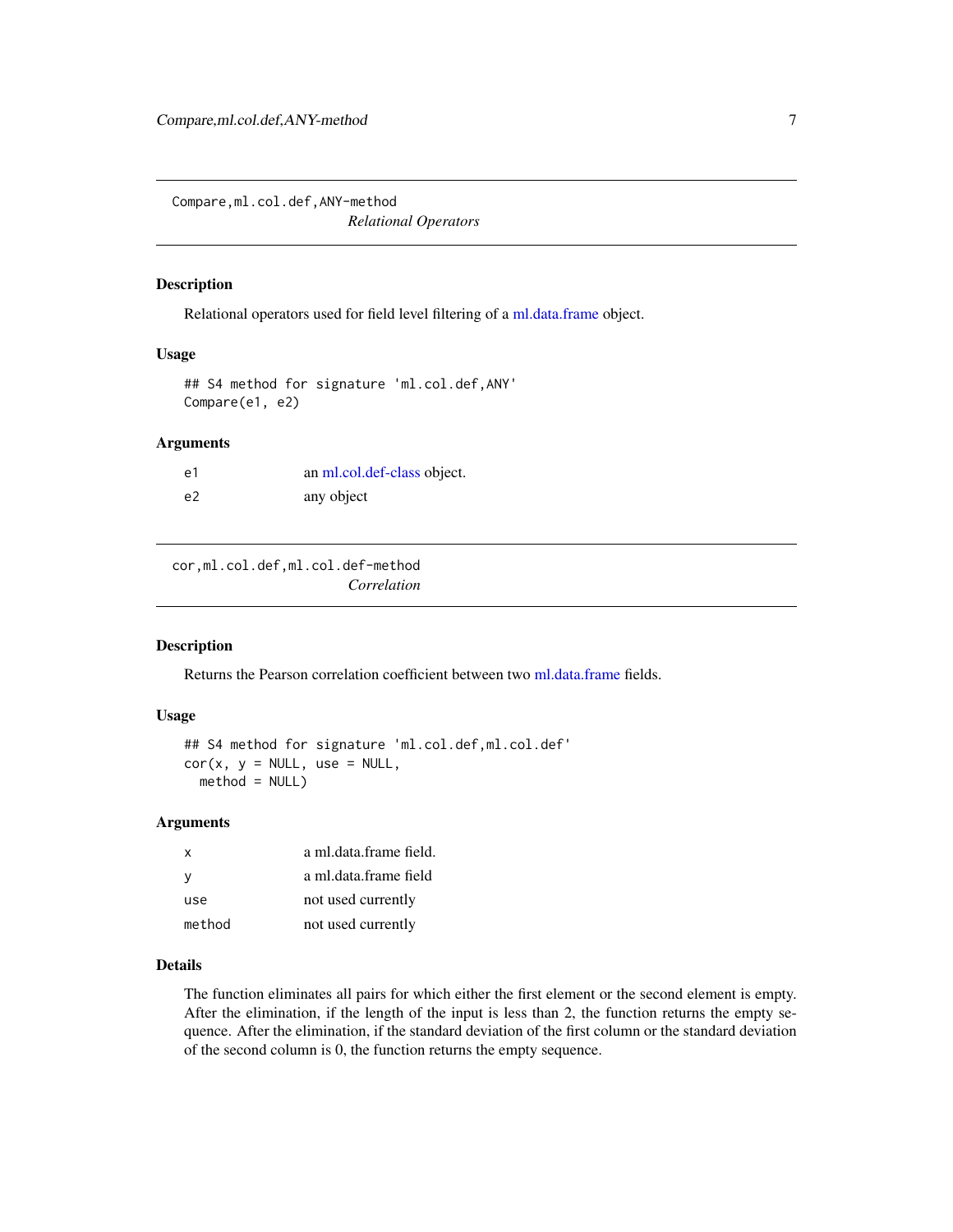## Compare,ml.col.def,ANY-method

*Relational Operators*

### Description

Relational operators used for field level filtering of a ml.data.frame object.

### Usage

```
## S4 method for signature 'ml.col.def,ANY'
Compare(e1, e2)
```

### Arguments

| | |
|---|---|
| e1 | an ml.col.def-class object. |
| e2 | any object |

## cor,ml.col.def,ml.col.def-method

*Correlation*

### Description

Returns the Pearson correlation coefficient between two ml.data.frame fields.

### Usage

```
## S4 method for signature 'ml.col.def,ml.col.def'
cor(x, y = NULL, use = NULL,
  method = NULL)
```

### Arguments

| | |
|---|---|
| x | a ml.data.frame field. |
| y | a ml.data.frame field |
| use | not used currently |
| method | not used currently |

### Details

The function eliminates all pairs for which either the first element or the second element is empty. After the elimination, if the length of the input is less than 2, the function returns the empty sequence. After the elimination, if the standard deviation of the first column or the standard deviation of the second column is 0, the function returns the empty sequence.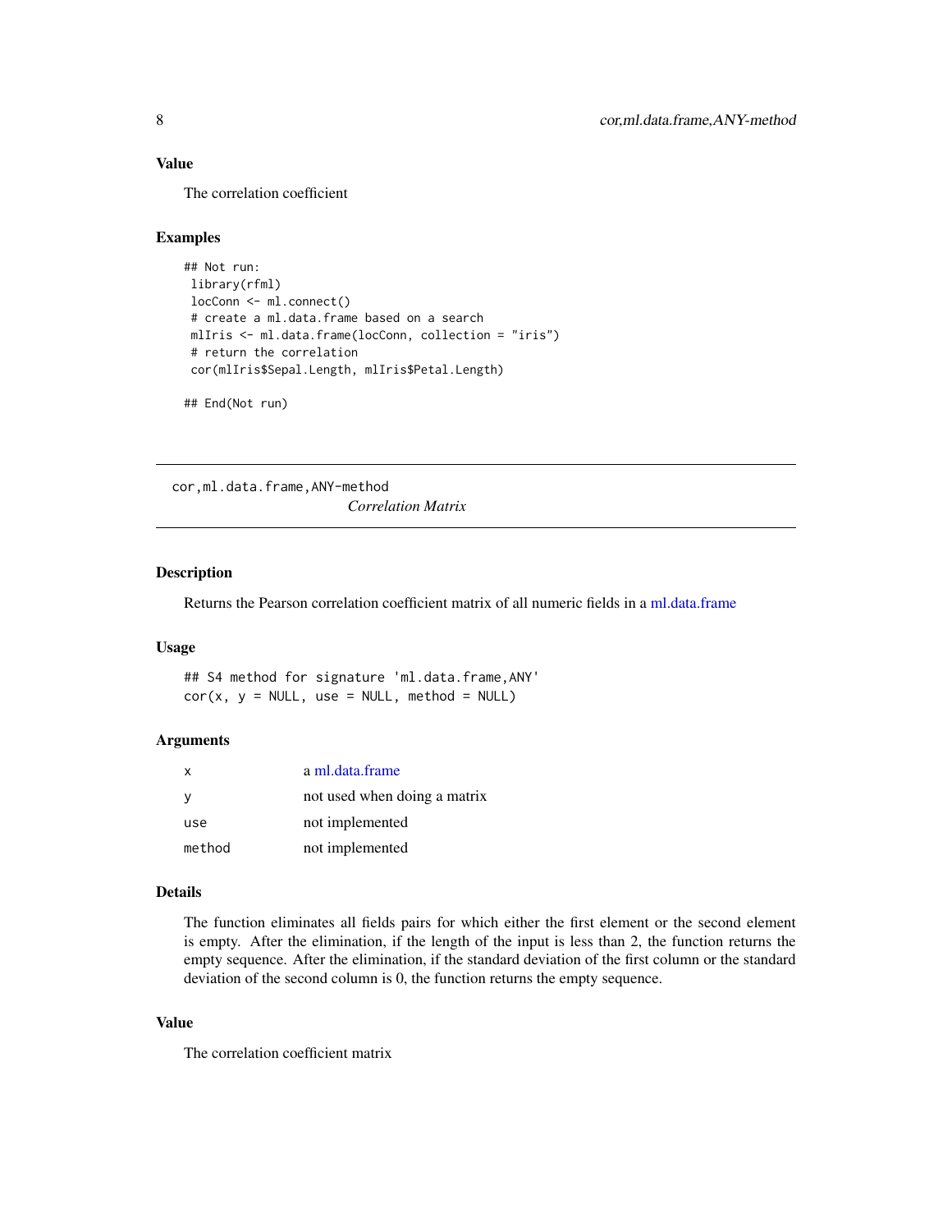## Value

The correlation coefficient

## Examples

```
## Not run:
 library(rfml)
 locConn <- ml.connect()
 # create a ml.data.frame based on a search
 mlIris <- ml.data.frame(locConn, collection = "iris")
 # return the correlation
 cor(mlIris$Sepal.Length, mlIris$Petal.Length)

## End(Not run)
```

---

# cor,ml.data.frame,ANY-method

*Correlation Matrix*

---

## Description

Returns the Pearson correlation coefficient matrix of all numeric fields in a ml.data.frame

## Usage

```
## S4 method for signature 'ml.data.frame,ANY'
cor(x, y = NULL, use = NULL, method = NULL)
```

## Arguments

| | |
|---|---|
| x | a ml.data.frame |
| y | not used when doing a matrix |
| use | not implemented |
| method | not implemented |

## Details

The function eliminates all fields pairs for which either the first element or the second element is empty. After the elimination, if the length of the input is less than 2, the function returns the empty sequence. After the elimination, if the standard deviation of the first column or the standard deviation of the second column is 0, the function returns the empty sequence.

## Value

The correlation coefficient matrix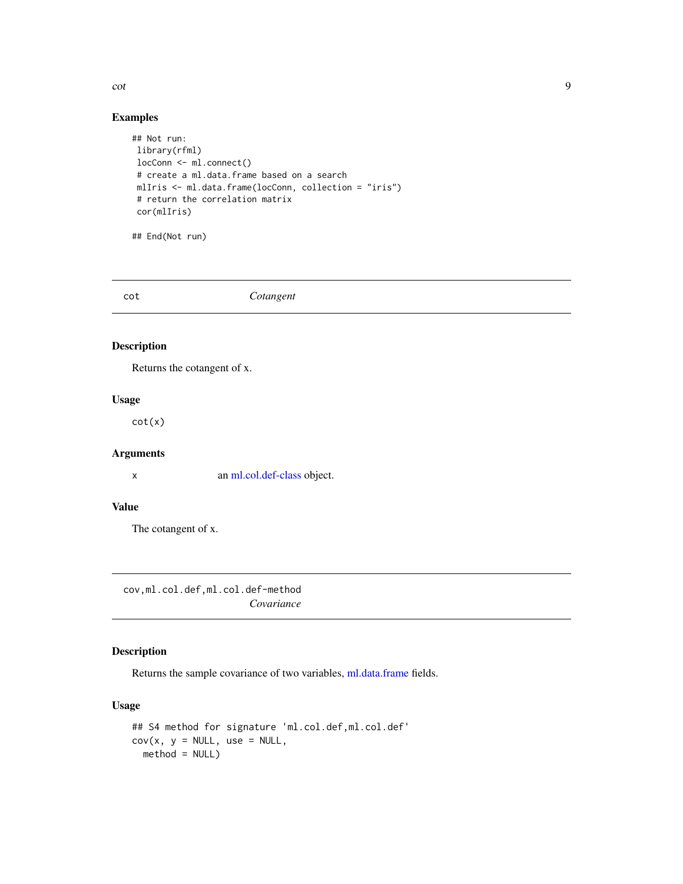## Examples

```
## Not run:
 library(rfml)
 locConn <- ml.connect()
 # create a ml.data.frame based on a search
 mlIris <- ml.data.frame(locConn, collection = "iris")
 # return the correlation matrix
 cor(mlIris)

## End(Not run)
```

---

# cot — *Cotangent*

---

## Description

Returns the cotangent of x.

## Usage

```
cot(x)
```

## Arguments

| | |
|---|---|
| x | an ml.col.def-class object. |

## Value

The cotangent of x.

---

# cov,ml.col.def,ml.col.def-method — *Covariance*

---

## Description

Returns the sample covariance of two variables, ml.data.frame fields.

## Usage

```
## S4 method for signature 'ml.col.def,ml.col.def'
cov(x, y = NULL, use = NULL,
  method = NULL)
```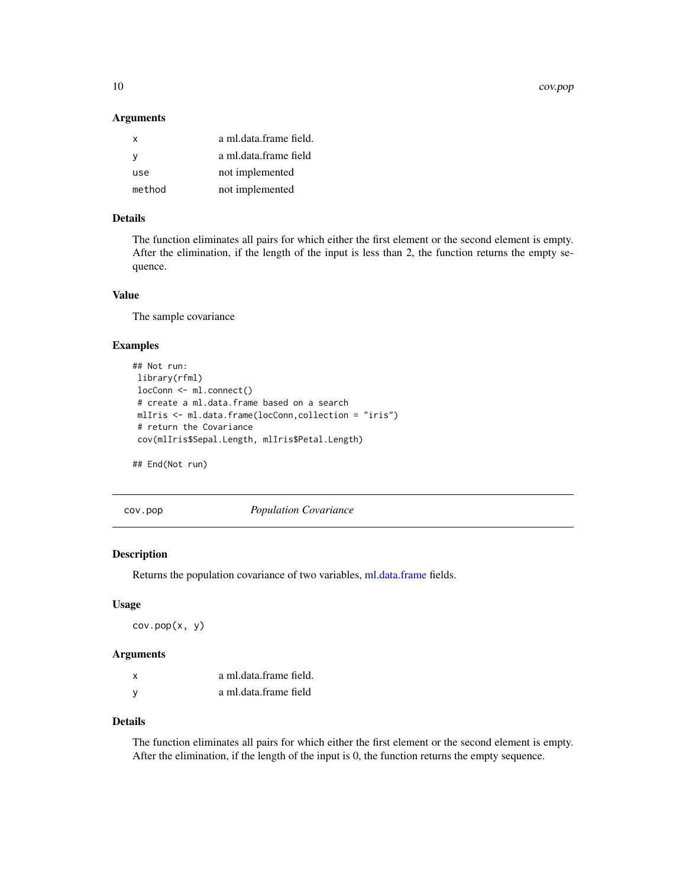### Arguments

| | |
|---|---|
| `x` | a ml.data.frame field. |
| `y` | a ml.data.frame field |
| `use` | not implemented |
| `method` | not implemented |

### Details

The function eliminates all pairs for which either the first element or the second element is empty. After the elimination, if the length of the input is less than 2, the function returns the empty sequence.

### Value

The sample covariance

### Examples

```
## Not run:
 library(rfml)
 locConn <- ml.connect()
 # create a ml.data.frame based on a search
 mlIris <- ml.data.frame(locConn,collection = "iris")
 # return the Covariance
 cov(mlIris$Sepal.Length, mlIris$Petal.Length)

## End(Not run)
```

---

## cov.pop    *Population Covariance*

---

### Description

Returns the population covariance of two variables, ml.data.frame fields.

### Usage

```
cov.pop(x, y)
```

### Arguments

| | |
|---|---|
| `x` | a ml.data.frame field. |
| `y` | a ml.data.frame field |

### Details

The function eliminates all pairs for which either the first element or the second element is empty. After the elimination, if the length of the input is 0, the function returns the empty sequence.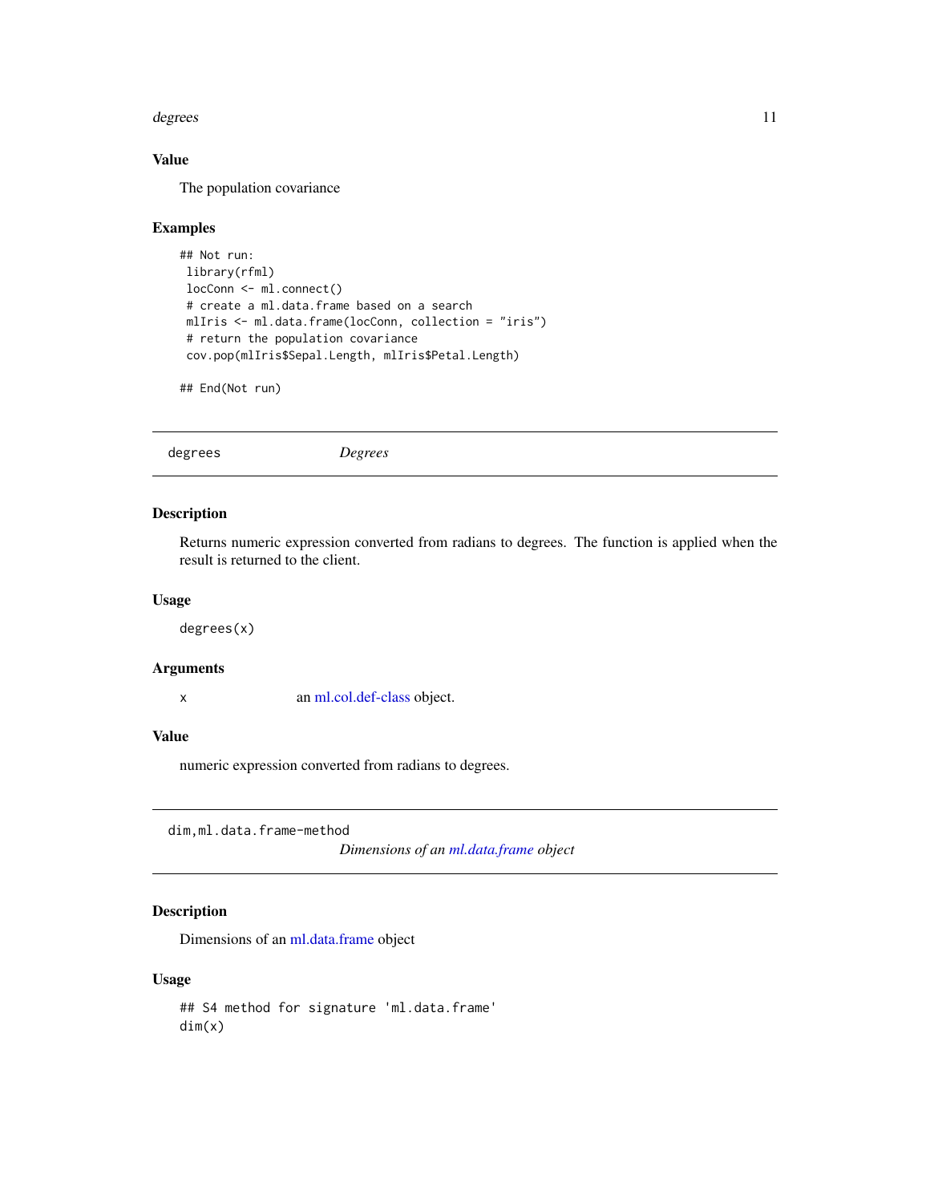### Value

The population covariance

### Examples

```
## Not run:
 library(rfml)
 locConn <- ml.connect()
 # create a ml.data.frame based on a search
 mlIris <- ml.data.frame(locConn, collection = "iris")
 # return the population covariance
 cov.pop(mlIris$Sepal.Length, mlIris$Petal.Length)

## End(Not run)
```

---

## degrees *Degrees*

---

### Description

Returns numeric expression converted from radians to degrees. The function is applied when the result is returned to the client.

### Usage

```
degrees(x)
```

### Arguments

| | |
|---|---|
| x | an ml.col.def-class object. |

### Value

numeric expression converted from radians to degrees.

---

## dim,ml.data.frame-method *Dimensions of an ml.data.frame object*

---

### Description

Dimensions of an ml.data.frame object

### Usage

```
## S4 method for signature 'ml.data.frame'
dim(x)
```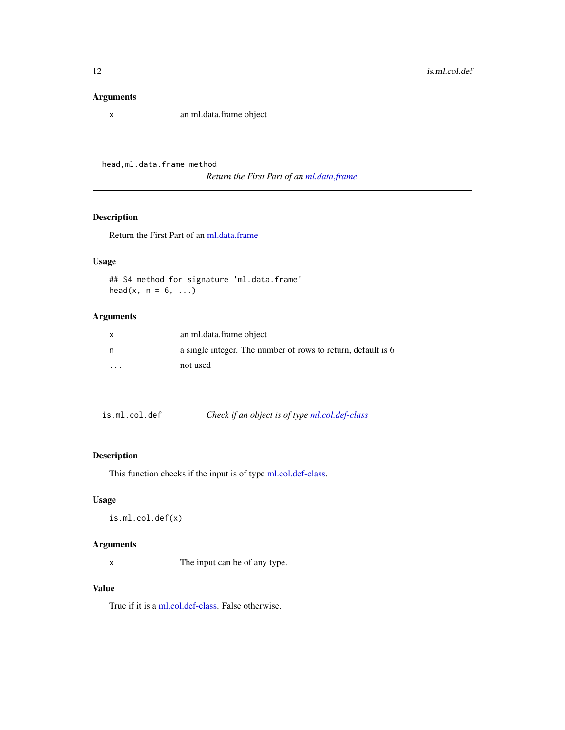### Arguments

| | |
|---|---|
| `x` | an ml.data.frame object |

---

## head,ml.data.frame-method — *Return the First Part of an ml.data.frame*

### Description

Return the First Part of an ml.data.frame

### Usage

```
## S4 method for signature 'ml.data.frame'
head(x, n = 6, ...)
```

### Arguments

| | |
|---|---|
| `x` | an ml.data.frame object |
| `n` | a single integer. The number of rows to return, default is 6 |
| `...` | not used |

---

## is.ml.col.def — *Check if an object is of type ml.col.def-class*

### Description

This function checks if the input is of type ml.col.def-class.

### Usage

```
is.ml.col.def(x)
```

### Arguments

| | |
|---|---|
| `x` | The input can be of any type. |

### Value

True if it is a ml.col.def-class. False otherwise.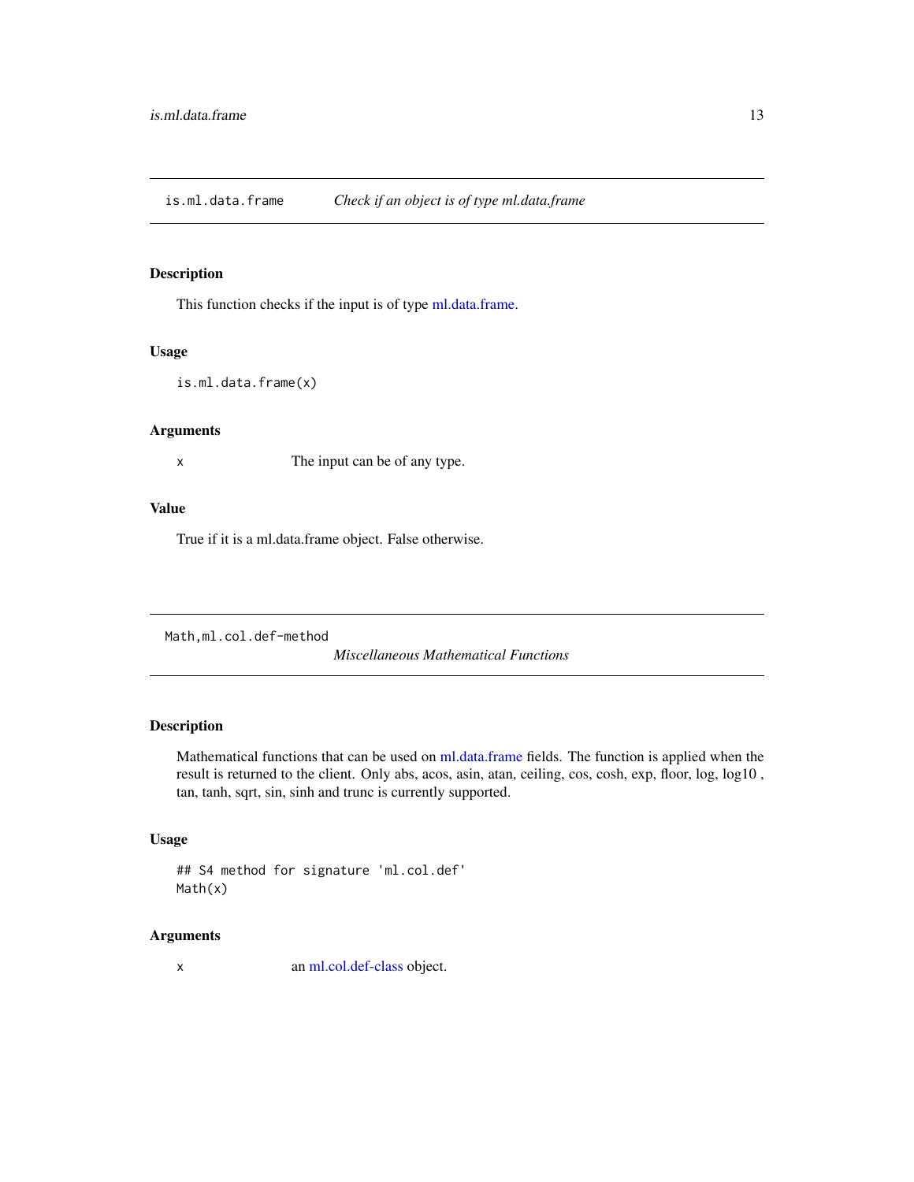## is.ml.data.frame — *Check if an object is of type ml.data.frame*

### Description

This function checks if the input is of type ml.data.frame.

### Usage

```
is.ml.data.frame(x)
```

### Arguments

| | |
|---|---|
| x | The input can be of any type. |

### Value

True if it is a ml.data.frame object. False otherwise.

## Math,ml.col.def-method — *Miscellaneous Mathematical Functions*

### Description

Mathematical functions that can be used on ml.data.frame fields. The function is applied when the result is returned to the client. Only abs, acos, asin, atan, ceiling, cos, cosh, exp, floor, log, log10 , tan, tanh, sqrt, sin, sinh and trunc is currently supported.

### Usage

```
## S4 method for signature 'ml.col.def'
Math(x)
```

### Arguments

| | |
|---|---|
| x | an ml.col.def-class object. |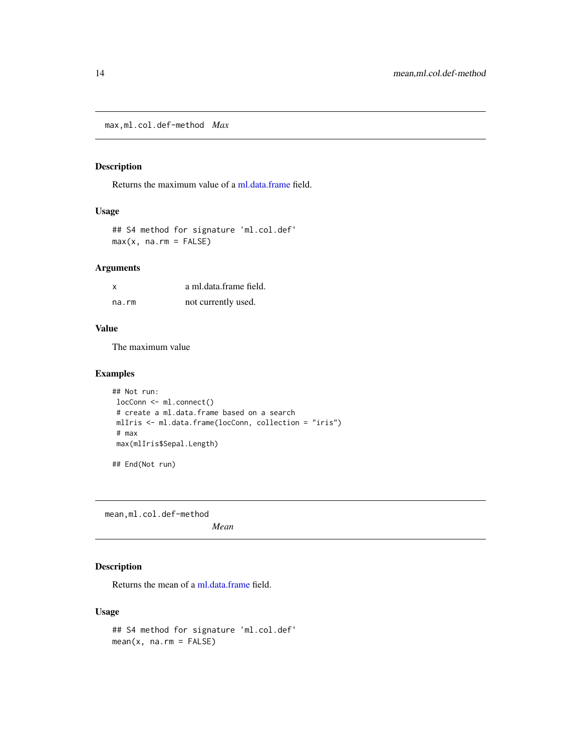## max,ml.col.def-method *Max*

### Description

Returns the maximum value of a ml.data.frame field.

### Usage

```
## S4 method for signature 'ml.col.def'
max(x, na.rm = FALSE)
```

### Arguments

| | |
|---|---|
| x | a ml.data.frame field. |
| na.rm | not currently used. |

### Value

The maximum value

### Examples

```
## Not run:
 locConn <- ml.connect()
 # create a ml.data.frame based on a search
 mlIris <- ml.data.frame(locConn, collection = "iris")
 # max
 max(mlIris$Sepal.Length)

## End(Not run)
```

## mean,ml.col.def-method *Mean*

### Description

Returns the mean of a ml.data.frame field.

### Usage

```
## S4 method for signature 'ml.col.def'
mean(x, na.rm = FALSE)
```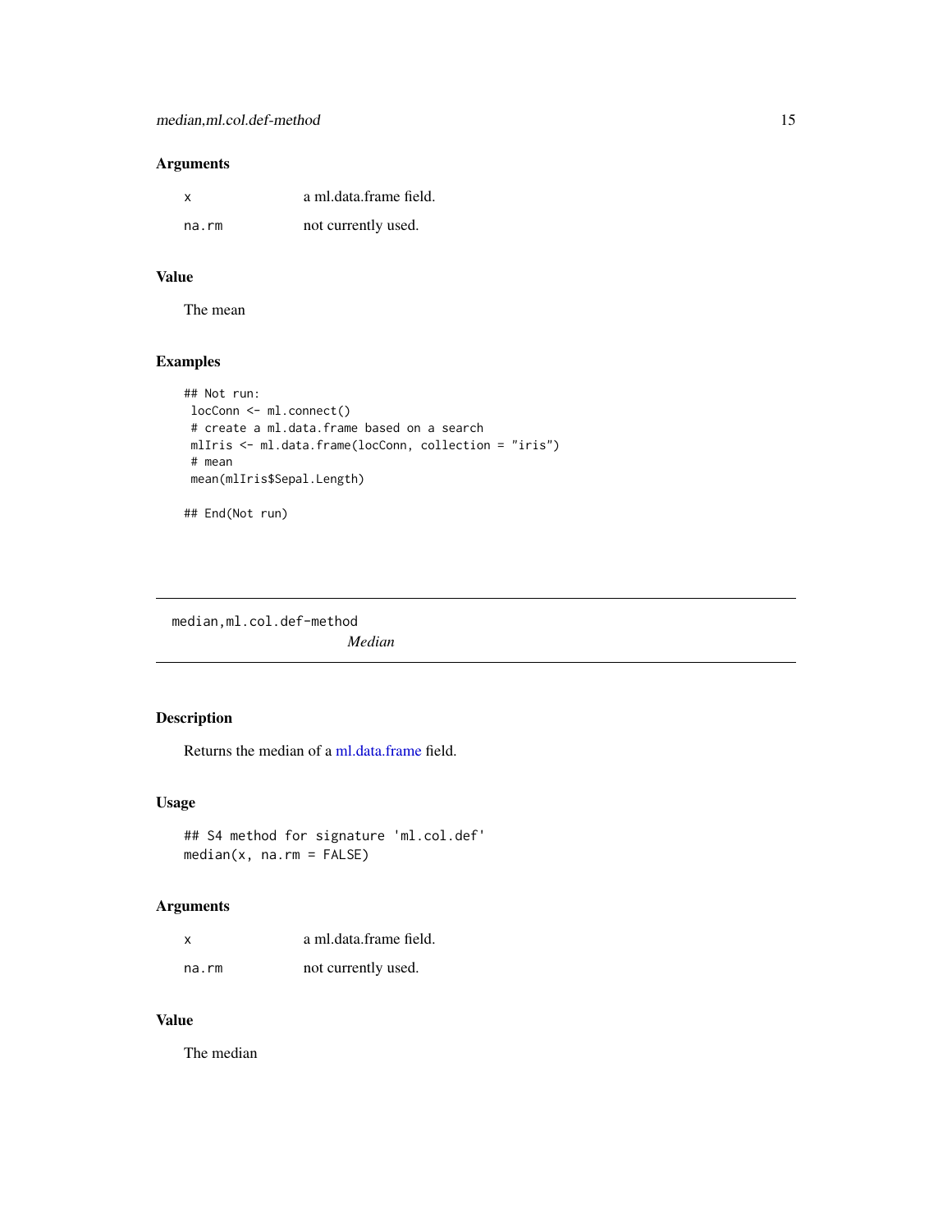### Arguments

| | |
|---|---|
| x | a ml.data.frame field. |
| na.rm | not currently used. |

### Value

The mean

### Examples

```
## Not run:
 locConn <- ml.connect()
 # create a ml.data.frame based on a search
 mlIris <- ml.data.frame(locConn, collection = "iris")
 # mean
 mean(mlIris$Sepal.Length)

## End(Not run)
```

---

## median,ml.col.def-method

*Median*

---

### Description

Returns the median of a ml.data.frame field.

### Usage

```
## S4 method for signature 'ml.col.def'
median(x, na.rm = FALSE)
```

### Arguments

| | |
|---|---|
| x | a ml.data.frame field. |
| na.rm | not currently used. |

### Value

The median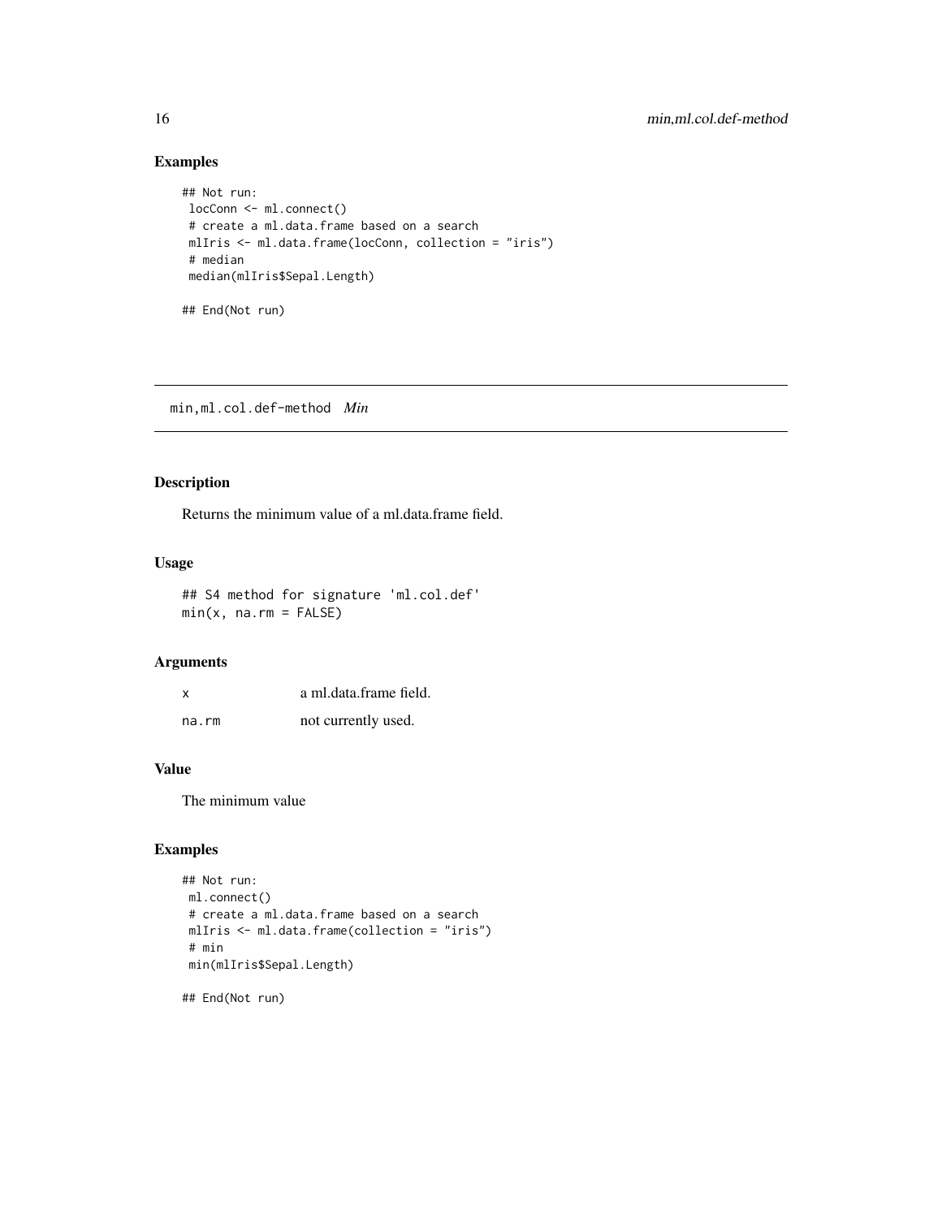## Examples

```
## Not run:
 locConn <- ml.connect()
 # create a ml.data.frame based on a search
 mlIris <- ml.data.frame(locConn, collection = "iris")
 # median
 median(mlIris$Sepal.Length)

## End(Not run)
```

---

# min,ml.col.def-method *Min*

---

## Description

Returns the minimum value of a ml.data.frame field.

## Usage

```
## S4 method for signature 'ml.col.def'
min(x, na.rm = FALSE)
```

## Arguments

| | |
|---|---|
| x | a ml.data.frame field. |
| na.rm | not currently used. |

## Value

The minimum value

## Examples

```
## Not run:
 ml.connect()
 # create a ml.data.frame based on a search
 mlIris <- ml.data.frame(collection = "iris")
 # min
 min(mlIris$Sepal.Length)

## End(Not run)
```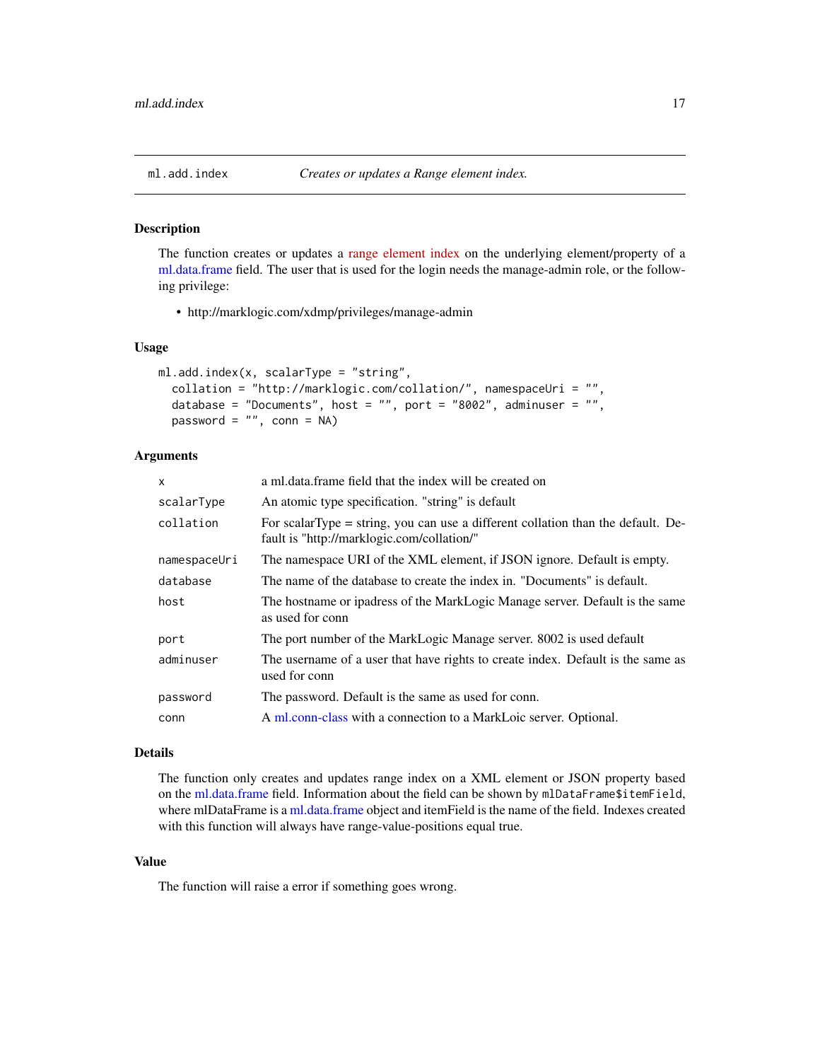## ml.add.index — *Creates or updates a Range element index.*

### Description

The function creates or updates a range element index on the underlying element/property of a ml.data.frame field. The user that is used for the login needs the manage-admin role, or the following privilege:

- http://marklogic.com/xdmp/privileges/manage-admin

### Usage

```
ml.add.index(x, scalarType = "string",
  collation = "http://marklogic.com/collation/", namespaceUri = "",
  database = "Documents", host = "", port = "8002", adminuser = "",
  password = "", conn = NA)
```

### Arguments

| | |
|---|---|
| `x` | a ml.data.frame field that the index will be created on |
| `scalarType` | An atomic type specification. "string" is default |
| `collation` | For scalarType = string, you can use a different collation than the default. Default is "http://marklogic.com/collation/" |
| `namespaceUri` | The namespace URI of the XML element, if JSON ignore. Default is empty. |
| `database` | The name of the database to create the index in. "Documents" is default. |
| `host` | The hostname or ipadress of the MarkLogic Manage server. Default is the same as used for conn |
| `port` | The port number of the MarkLogic Manage server. 8002 is used default |
| `adminuser` | The username of a user that have rights to create index. Default is the same as used for conn |
| `password` | The password. Default is the same as used for conn. |
| `conn` | A ml.conn-class with a connection to a MarkLoic server. Optional. |

### Details

The function only creates and updates range index on a XML element or JSON property based on the ml.data.frame field. Information about the field can be shown by `mlDataFrame$itemField`, where mlDataFrame is a ml.data.frame object and itemField is the name of the field. Indexes created with this function will always have range-value-positions equal true.

### Value

The function will raise a error if something goes wrong.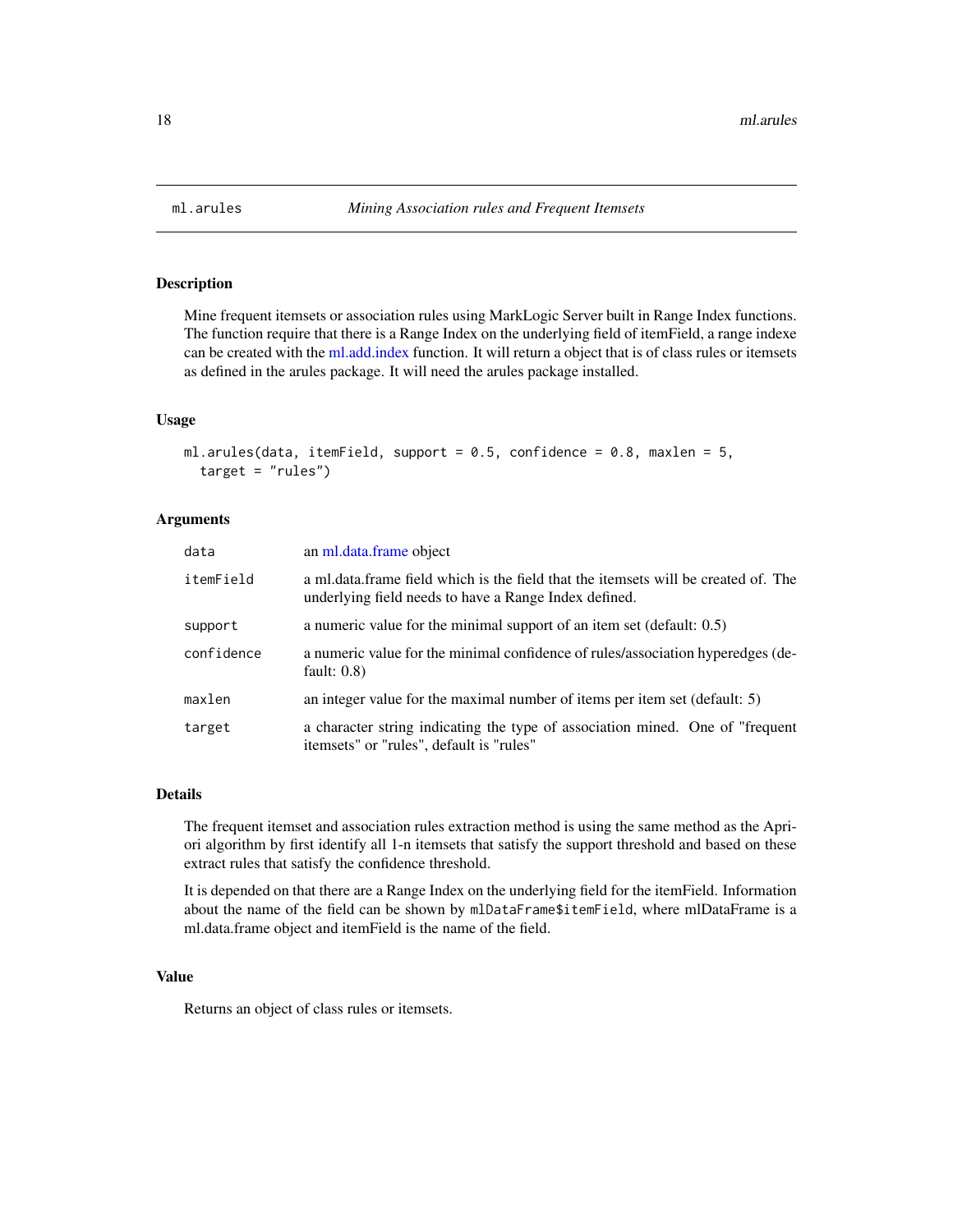ml.arules *Mining Association rules and Frequent Itemsets*

## Description

Mine frequent itemsets or association rules using MarkLogic Server built in Range Index functions. The function require that there is a Range Index on the underlying field of itemField, a range indexe can be created with the ml.add.index function. It will return a object that is of class rules or itemsets as defined in the arules package. It will need the arules package installed.

## Usage

```
ml.arules(data, itemField, support = 0.5, confidence = 0.8, maxlen = 5,
  target = "rules")
```

## Arguments

| | |
|---|---|
| data | an ml.data.frame object |
| itemField | a ml.data.frame field which is the field that the itemsets will be created of. The underlying field needs to have a Range Index defined. |
| support | a numeric value for the minimal support of an item set (default: 0.5) |
| confidence | a numeric value for the minimal confidence of rules/association hyperedges (default: 0.8) |
| maxlen | an integer value for the maximal number of items per item set (default: 5) |
| target | a character string indicating the type of association mined. One of "frequent itemsets" or "rules", default is "rules" |

## Details

The frequent itemset and association rules extraction method is using the same method as the Apriori algorithm by first identify all 1-n itemsets that satisfy the support threshold and based on these extract rules that satisfy the confidence threshold.

It is depended on that there are a Range Index on the underlying field for the itemField. Information about the name of the field can be shown by `mlDataFrame$itemField`, where mlDataFrame is a ml.data.frame object and itemField is the name of the field.

## Value

Returns an object of class rules or itemsets.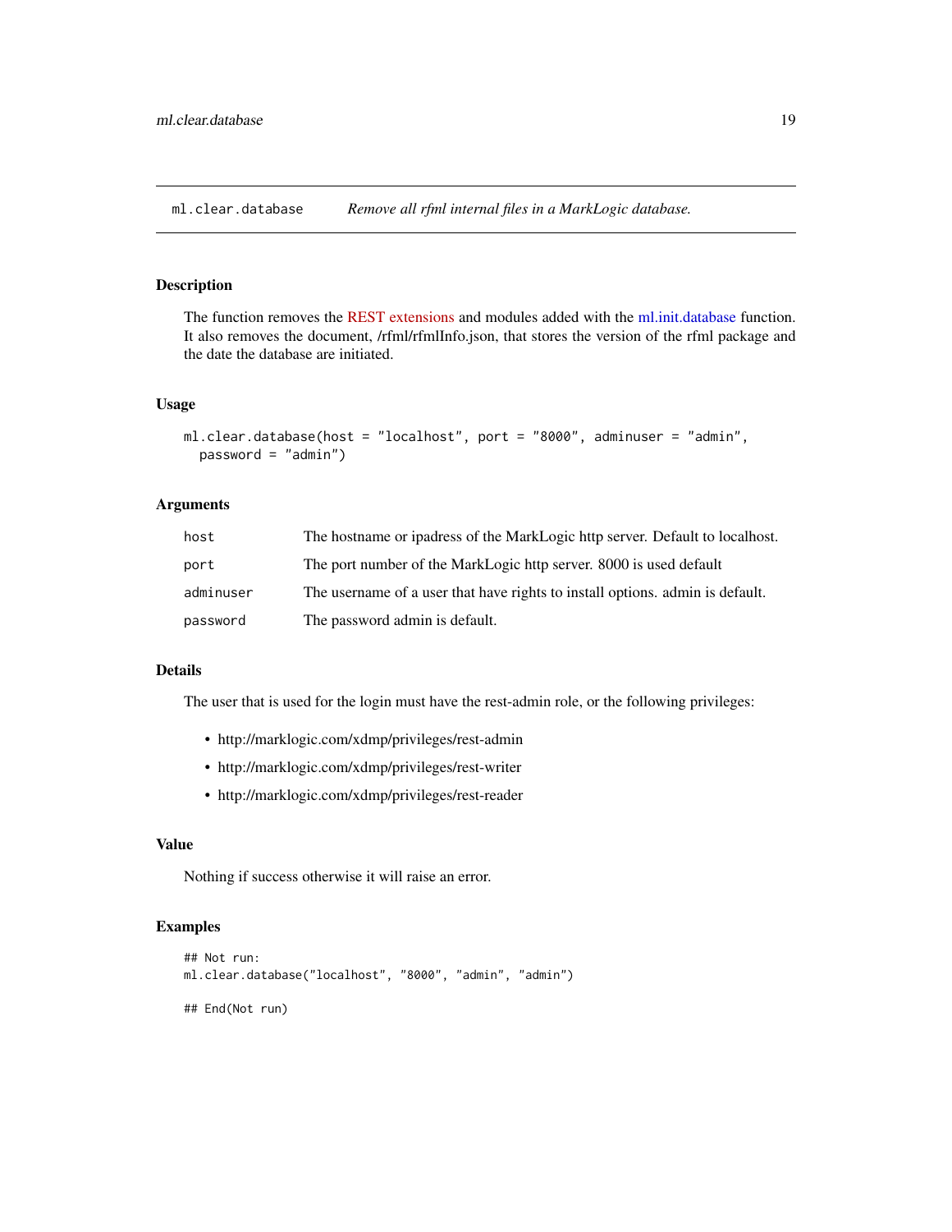## ml.clear.database — *Remove all rfml internal files in a MarkLogic database.*

### Description

The function removes the REST extensions and modules added with the ml.init.database function. It also removes the document, /rfml/rfmlInfo.json, that stores the version of the rfml package and the date the database are initiated.

### Usage

```
ml.clear.database(host = "localhost", port = "8000", adminuser = "admin",
  password = "admin")
```

### Arguments

| | |
|---|---|
| `host` | The hostname or ipadress of the MarkLogic http server. Default to localhost. |
| `port` | The port number of the MarkLogic http server. 8000 is used default |
| `adminuser` | The username of a user that have rights to install options. admin is default. |
| `password` | The password admin is default. |

### Details

The user that is used for the login must have the rest-admin role, or the following privileges:

- http://marklogic.com/xdmp/privileges/rest-admin
- http://marklogic.com/xdmp/privileges/rest-writer
- http://marklogic.com/xdmp/privileges/rest-reader

### Value

Nothing if success otherwise it will raise an error.

### Examples

```
## Not run:
ml.clear.database("localhost", "8000", "admin", "admin")

## End(Not run)
```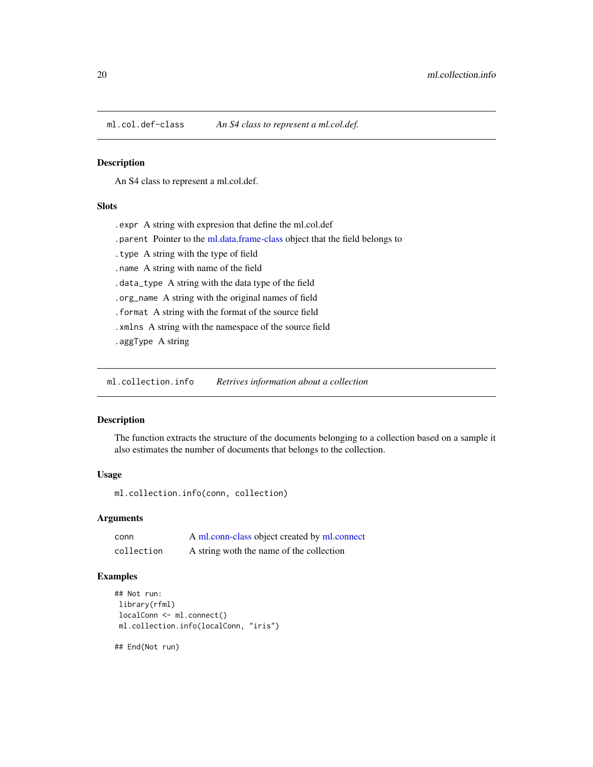## ml.col.def-class — *An S4 class to represent a ml.col.def.*

### Description

An S4 class to represent a ml.col.def.

### Slots

- `.expr` A string with expresion that define the ml.col.def
- `.parent` Pointer to the ml.data.frame-class object that the field belongs to
- `.type` A string with the type of field
- `.name` A string with name of the field
- `.data_type` A string with the data type of the field
- `.org_name` A string with the original names of field
- `.format` A string with the format of the source field
- `.xmlns` A string with the namespace of the source field
- `.aggType` A string

## ml.collection.info — *Retrives information about a collection*

### Description

The function extracts the structure of the documents belonging to a collection based on a sample it also estimates the number of documents that belongs to the collection.

### Usage

```
ml.collection.info(conn, collection)
```

### Arguments

| | |
|---|---|
| conn | A ml.conn-class object created by ml.connect |
| collection | A string woth the name of the collection |

### Examples

```
## Not run:
 library(rfml)
 localConn <- ml.connect()
 ml.collection.info(localConn, "iris")

## End(Not run)
```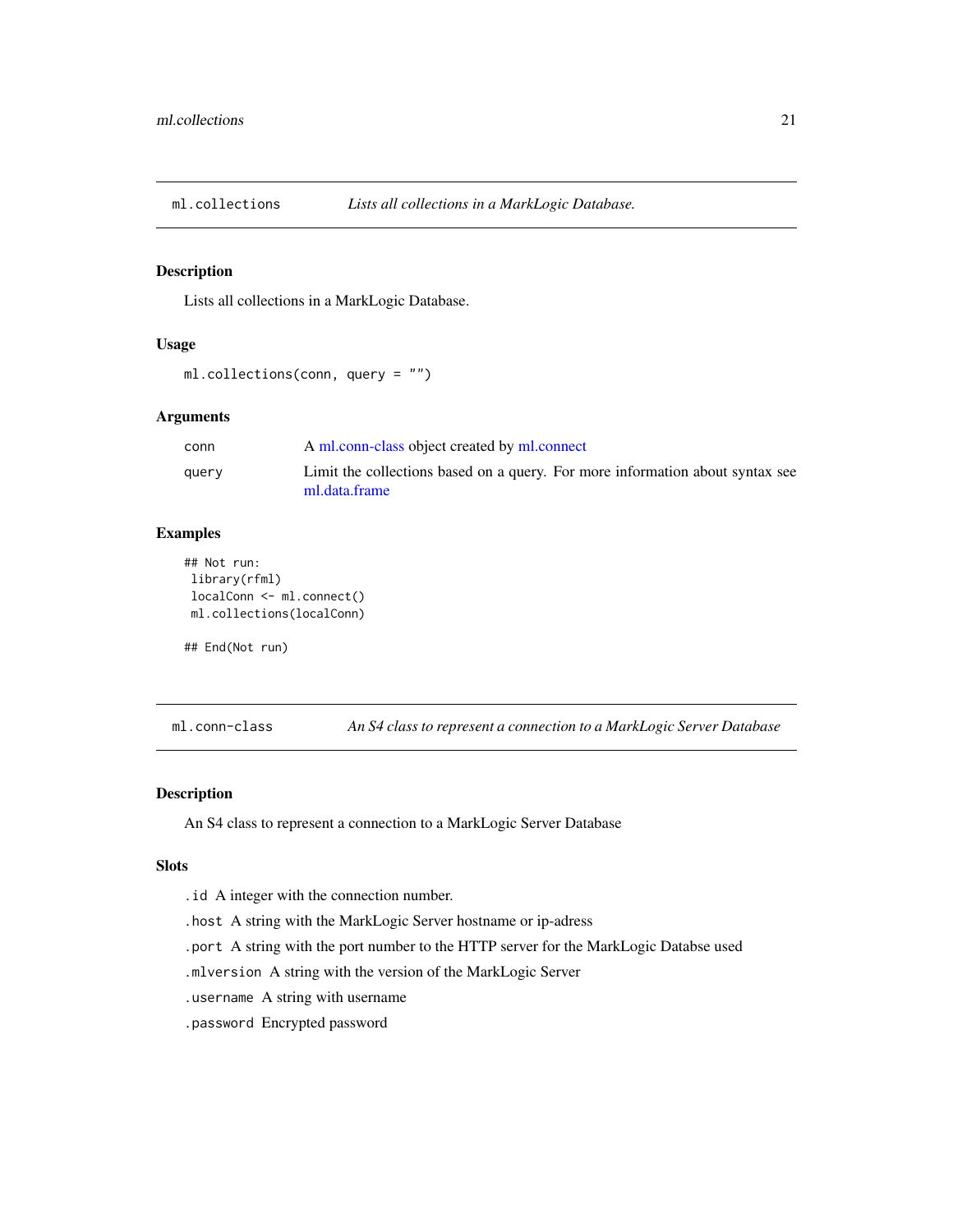## ml.collections — *Lists all collections in a MarkLogic Database.*

### Description

Lists all collections in a MarkLogic Database.

### Usage

```
ml.collections(conn, query = "")
```

### Arguments

| | |
|---|---|
| conn | A ml.conn-class object created by ml.connect |
| query | Limit the collections based on a query. For more information about syntax see ml.data.frame |

### Examples

```
## Not run:
 library(rfml)
 localConn <- ml.connect()
 ml.collections(localConn)

## End(Not run)
```

## ml.conn-class — *An S4 class to represent a connection to a MarkLogic Server Database*

### Description

An S4 class to represent a connection to a MarkLogic Server Database

### Slots

`.id` A integer with the connection number.

`.host` A string with the MarkLogic Server hostname or ip-adress

`.port` A string with the port number to the HTTP server for the MarkLogic Databse used

`.mlversion` A string with the version of the MarkLogic Server

`.username` A string with username

`.password` Encrypted password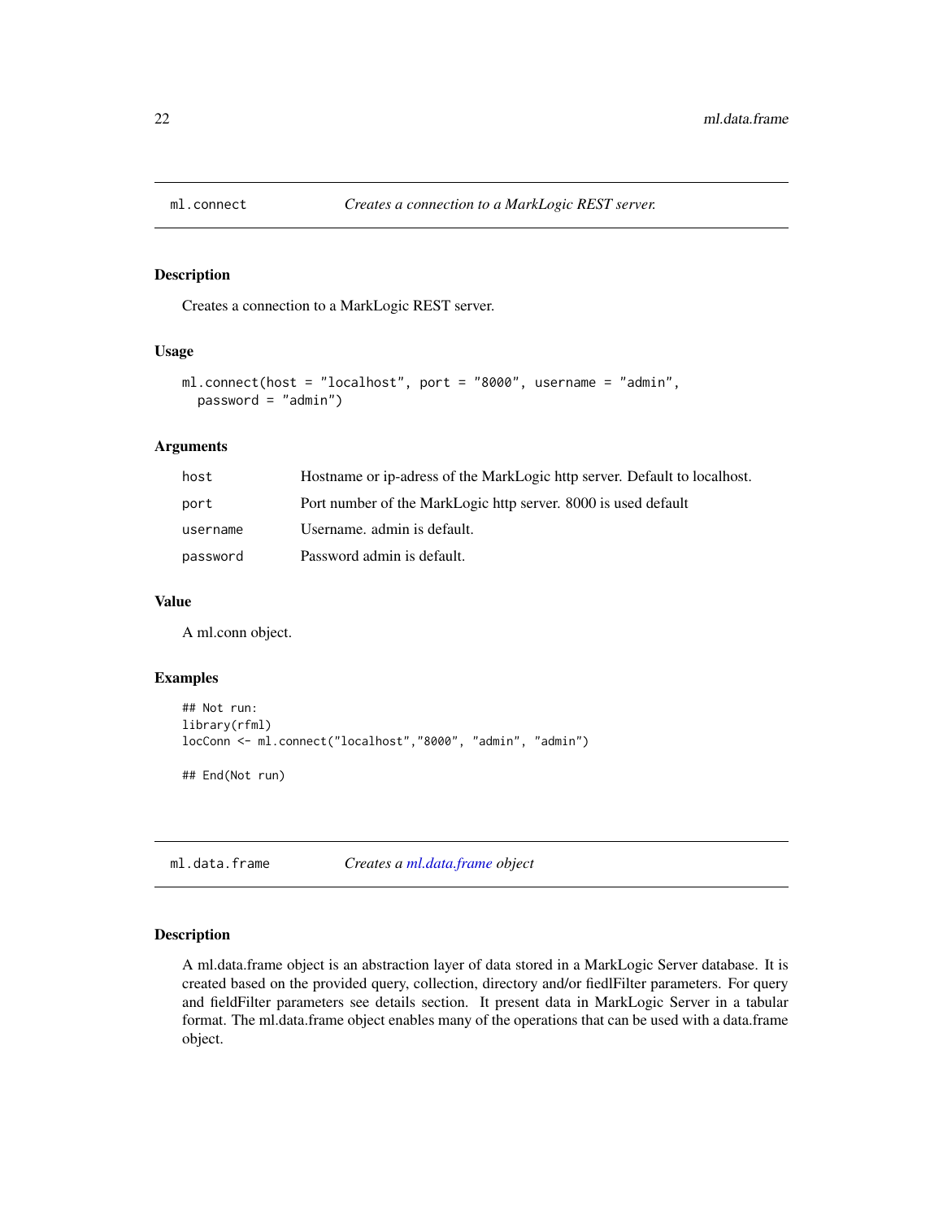## ml.connect *Creates a connection to a MarkLogic REST server.*

### Description

Creates a connection to a MarkLogic REST server.

### Usage

```
ml.connect(host = "localhost", port = "8000", username = "admin",
  password = "admin")
```

### Arguments

| | |
|---|---|
| host | Hostname or ip-adress of the MarkLogic http server. Default to localhost. |
| port | Port number of the MarkLogic http server. 8000 is used default |
| username | Username. admin is default. |
| password | Password admin is default. |

### Value

A ml.conn object.

### Examples

```
## Not run:
library(rfml)
locConn <- ml.connect("localhost","8000", "admin", "admin")

## End(Not run)
```

## ml.data.frame *Creates a ml.data.frame object*

### Description

A ml.data.frame object is an abstraction layer of data stored in a MarkLogic Server database. It is created based on the provided query, collection, directory and/or fiedlFilter parameters. For query and fieldFilter parameters see details section. It present data in MarkLogic Server in a tabular format. The ml.data.frame object enables many of the operations that can be used with a data.frame object.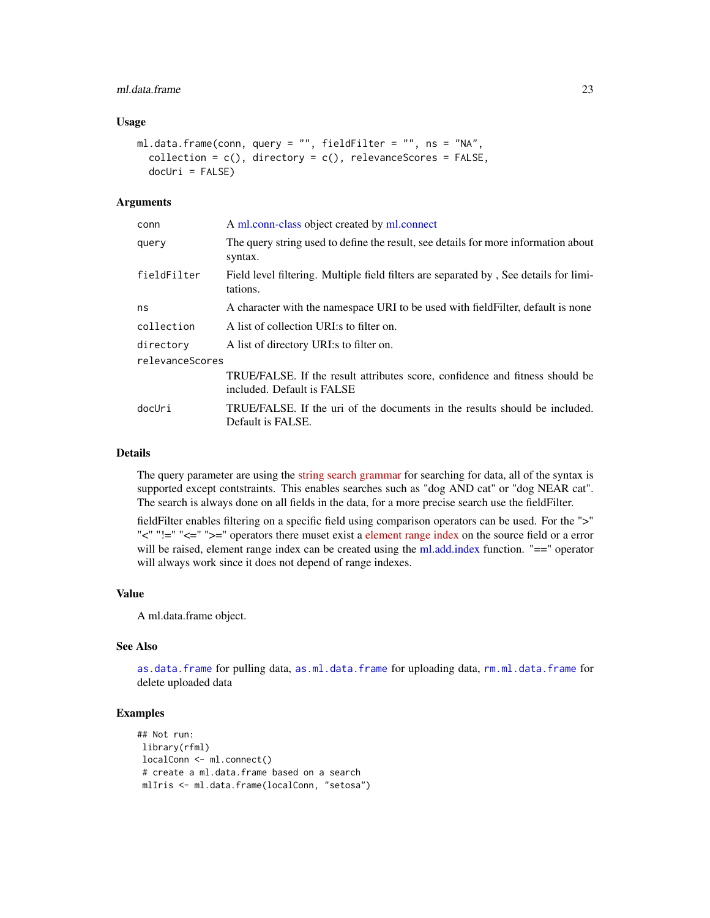## Usage

```
ml.data.frame(conn, query = "", fieldFilter = "", ns = "NA",
  collection = c(), directory = c(), relevanceScores = FALSE,
  docUri = FALSE)
```

## Arguments

| | |
|---|---|
| `conn` | A ml.conn-class object created by ml.connect |
| `query` | The query string used to define the result, see details for more information about syntax. |
| `fieldFilter` | Field level filtering. Multiple field filters are separated by , See details for limitations. |
| `ns` | A character with the namespace URI to be used with fieldFilter, default is none |
| `collection` | A list of collection URI:s to filter on. |
| `directory` | A list of directory URI:s to filter on. |
| `relevanceScores` | TRUE/FALSE. If the result attributes score, confidence and fitness should be included. Default is FALSE |
| `docUri` | TRUE/FALSE. If the uri of the documents in the results should be included. Default is FALSE. |

## Details

The query parameter are using the string search grammar for searching for data, all of the syntax is supported except contstraints. This enables searches such as "dog AND cat" or "dog NEAR cat". The search is always done on all fields in the data, for a more precise search use the fieldFilter.

fieldFilter enables filtering on a specific field using comparison operators can be used. For the ">" "<" "!=" "<=" ">=" operators there muset exist a element range index on the source field or a error will be raised, element range index can be created using the ml.add.index function. "==" operator will always work since it does not depend of range indexes.

## Value

A ml.data.frame object.

## See Also

`as.data.frame` for pulling data, `as.ml.data.frame` for uploading data, `rm.ml.data.frame` for delete uploaded data

## Examples

```
## Not run:
 library(rfml)
 localConn <- ml.connect()
 # create a ml.data.frame based on a search
 mlIris <- ml.data.frame(localConn, "setosa")
```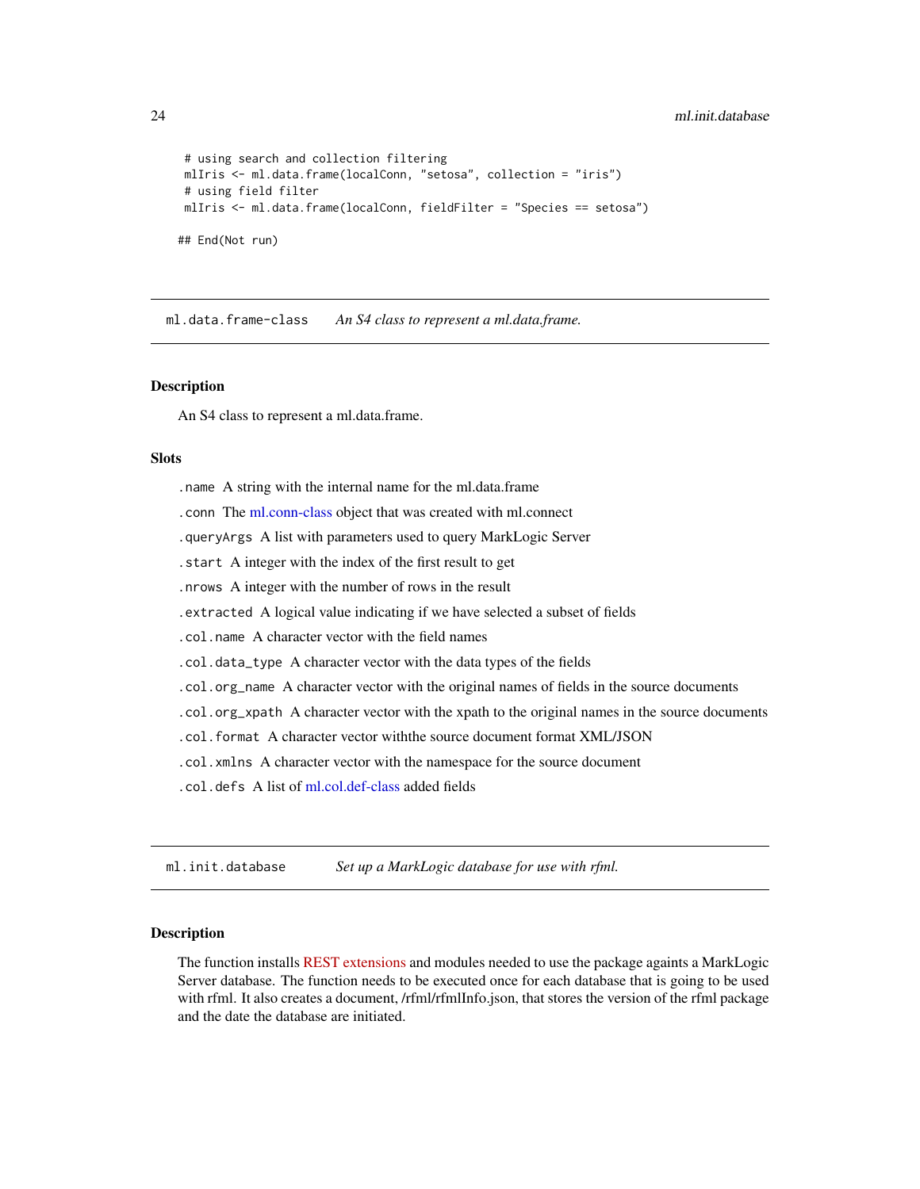```
 # using search and collection filtering
 mlIris <- ml.data.frame(localConn, "setosa", collection = "iris")
 # using field filter
 mlIris <- ml.data.frame(localConn, fieldFilter = "Species == setosa")

## End(Not run)
```

## ml.data.frame-class — *An S4 class to represent a ml.data.frame.*

### Description

An S4 class to represent a ml.data.frame.

### Slots

`.name` A string with the internal name for the ml.data.frame

`.conn` The ml.conn-class object that was created with ml.connect

`.queryArgs` A list with parameters used to query MarkLogic Server

`.start` A integer with the index of the first result to get

`.nrows` A integer with the number of rows in the result

`.extracted` A logical value indicating if we have selected a subset of fields

`.col.name` A character vector with the field names

`.col.data_type` A character vector with the data types of the fields

`.col.org_name` A character vector with the original names of fields in the source documents

`.col.org_xpath` A character vector with the xpath to the original names in the source documents

`.col.format` A character vector withthe source document format XML/JSON

`.col.xmlns` A character vector with the namespace for the source document

`.col.defs` A list of ml.col.def-class added fields

## ml.init.database — *Set up a MarkLogic database for use with rfml.*

### Description

The function installs REST extensions and modules needed to use the package againts a MarkLogic Server database. The function needs to be executed once for each database that is going to be used with rfml. It also creates a document, /rfml/rfmlInfo.json, that stores the version of the rfml package and the date the database are initiated.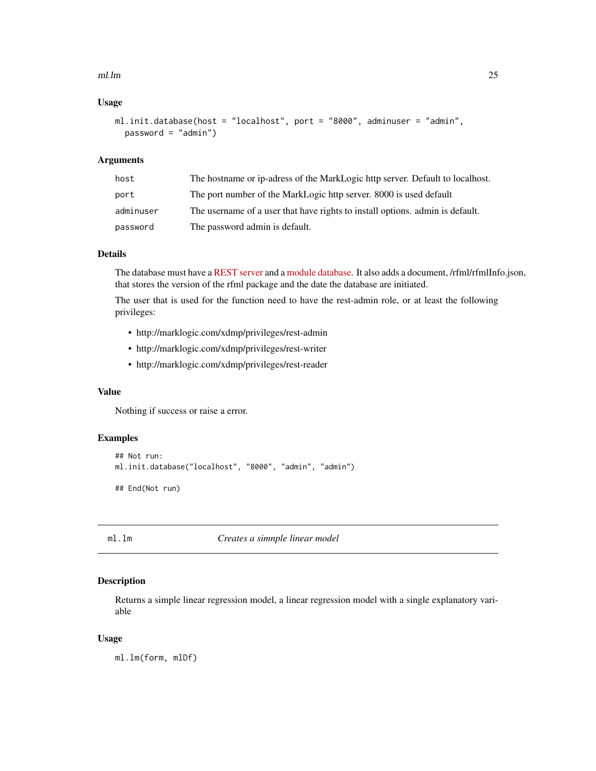### Usage

```
ml.init.database(host = "localhost", port = "8000", adminuser = "admin",
  password = "admin")
```

### Arguments

| | |
|---|---|
| `host` | The hostname or ip-adress of the MarkLogic http server. Default to localhost. |
| `port` | The port number of the MarkLogic http server. 8000 is used default |
| `adminuser` | The username of a user that have rights to install options. admin is default. |
| `password` | The password admin is default. |

### Details

The database must have a REST server and a module database. It also adds a document, /rfml/rfmlInfo.json, that stores the version of the rfml package and the date the database are initiated.

The user that is used for the function need to have the rest-admin role, or at least the following privileges:

- http://marklogic.com/xdmp/privileges/rest-admin
- http://marklogic.com/xdmp/privileges/rest-writer
- http://marklogic.com/xdmp/privileges/rest-reader

### Value

Nothing if success or raise a error.

### Examples

```
## Not run:
ml.init.database("localhost", "8000", "admin", "admin")

## End(Not run)
```

---

## `ml.lm` *Creates a simnple linear model*

---

### Description

Returns a simple linear regression model, a linear regression model with a single explanatory variable

### Usage

```
ml.lm(form, mlDf)
```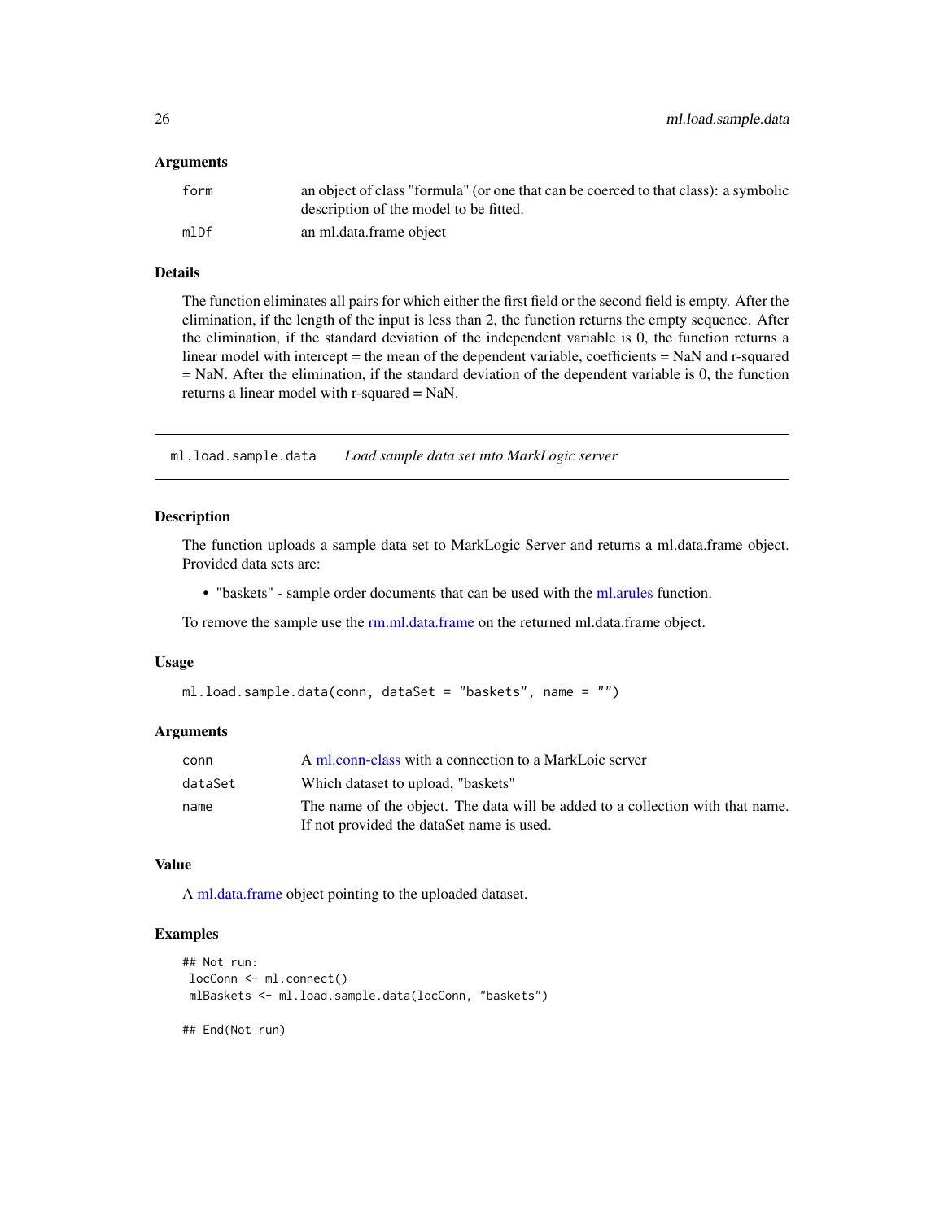### Arguments

| | |
|---|---|
| form | an object of class "formula" (or one that can be coerced to that class): a symbolic description of the model to be fitted. |
| mlDf | an ml.data.frame object |

### Details

The function eliminates all pairs for which either the first field or the second field is empty. After the elimination, if the length of the input is less than 2, the function returns the empty sequence. After the elimination, if the standard deviation of the independent variable is 0, the function returns a linear model with intercept = the mean of the dependent variable, coefficients = NaN and r-squared = NaN. After the elimination, if the standard deviation of the dependent variable is 0, the function returns a linear model with r-squared = NaN.

---

## ml.load.sample.data *Load sample data set into MarkLogic server*

---

### Description

The function uploads a sample data set to MarkLogic Server and returns a ml.data.frame object. Provided data sets are:

- "baskets" - sample order documents that can be used with the ml.arules function.

To remove the sample use the rm.ml.data.frame on the returned ml.data.frame object.

### Usage

```
ml.load.sample.data(conn, dataSet = "baskets", name = "")
```

### Arguments

| | |
|---|---|
| conn | A ml.conn-class with a connection to a MarkLoic server |
| dataSet | Which dataset to upload, "baskets" |
| name | The name of the object. The data will be added to a collection with that name. If not provided the dataSet name is used. |

### Value

A ml.data.frame object pointing to the uploaded dataset.

### Examples

```
## Not run:
 locConn <- ml.connect()
 mlBaskets <- ml.load.sample.data(locConn, "baskets")

## End(Not run)
```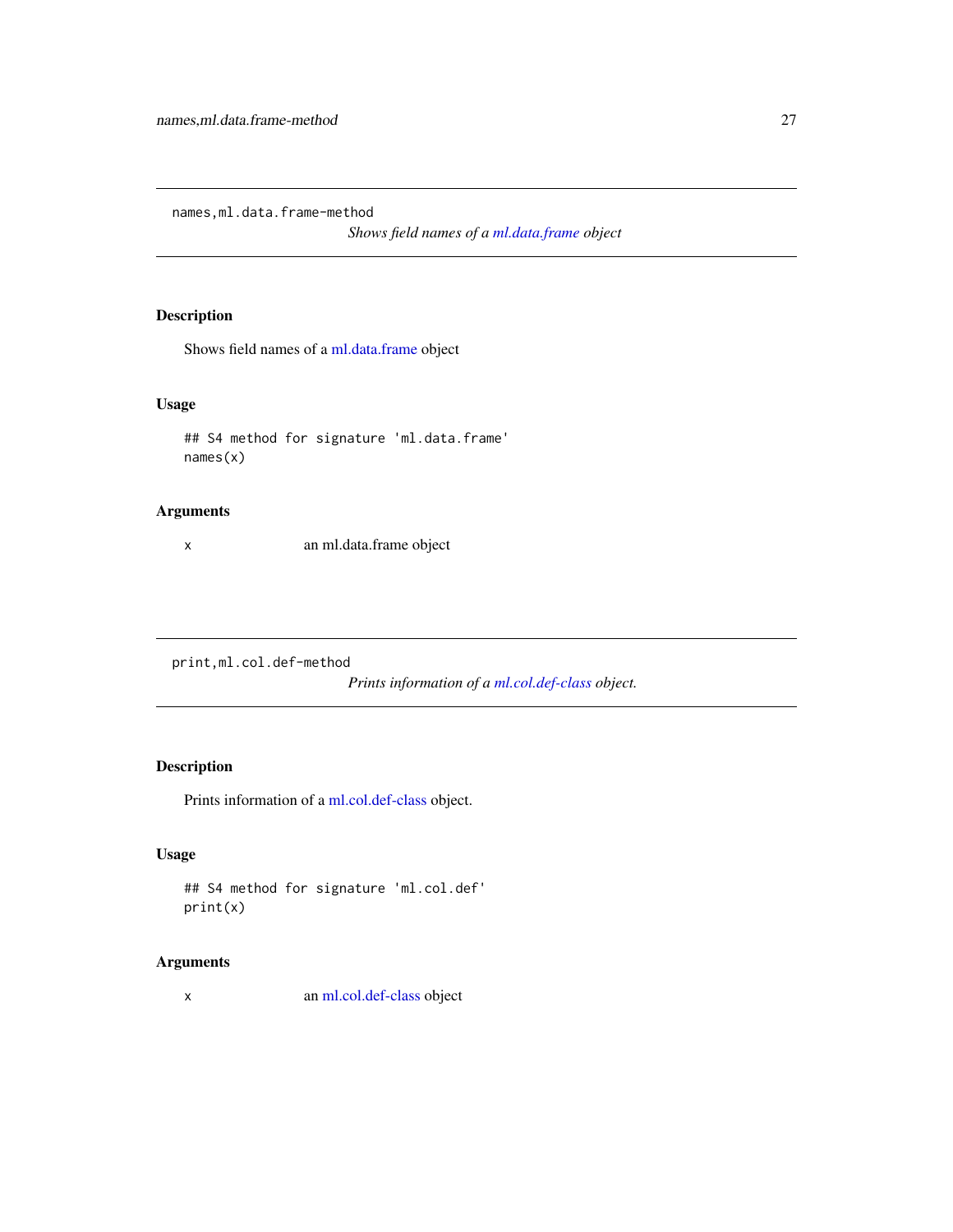## names,ml.data.frame-method

*Shows field names of a ml.data.frame object*

### Description

Shows field names of a ml.data.frame object

### Usage

```
## S4 method for signature 'ml.data.frame'
names(x)
```

### Arguments

| | |
|---|---|
| x | an ml.data.frame object |

## print,ml.col.def-method

*Prints information of a ml.col.def-class object.*

### Description

Prints information of a ml.col.def-class object.

### Usage

```
## S4 method for signature 'ml.col.def'
print(x)
```

### Arguments

| | |
|---|---|
| x | an ml.col.def-class object |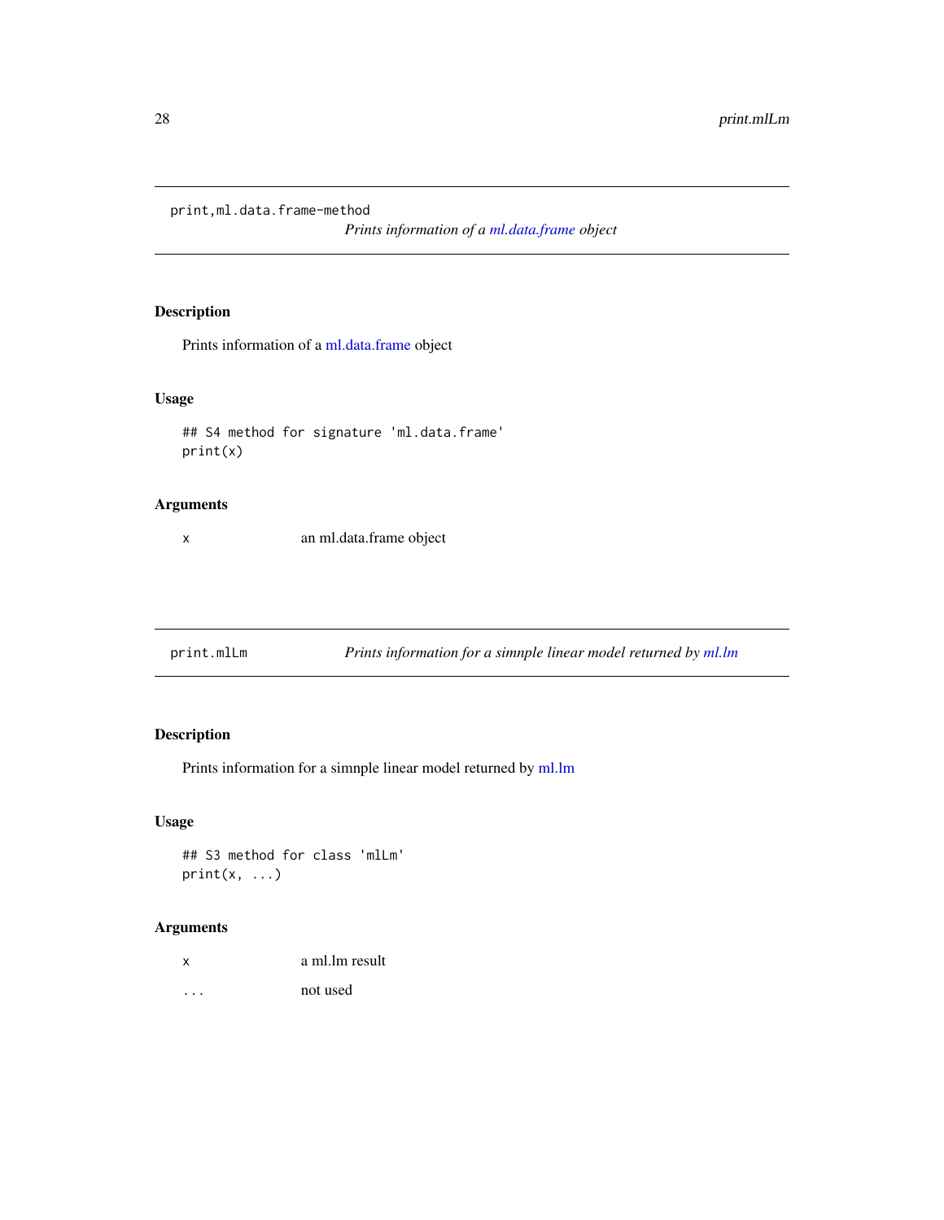## print,ml.data.frame-method

*Prints information of a ml.data.frame object*

### Description

Prints information of a ml.data.frame object

### Usage

```
## S4 method for signature 'ml.data.frame'
print(x)
```

### Arguments

| | |
|---|---|
| x | an ml.data.frame object |

## print.mlLm

*Prints information for a simnple linear model returned by ml.lm*

### Description

Prints information for a simnple linear model returned by ml.lm

### Usage

```
## S3 method for class 'mlLm'
print(x, ...)
```

### Arguments

| | |
|---|---|
| x | a ml.lm result |
| ... | not used |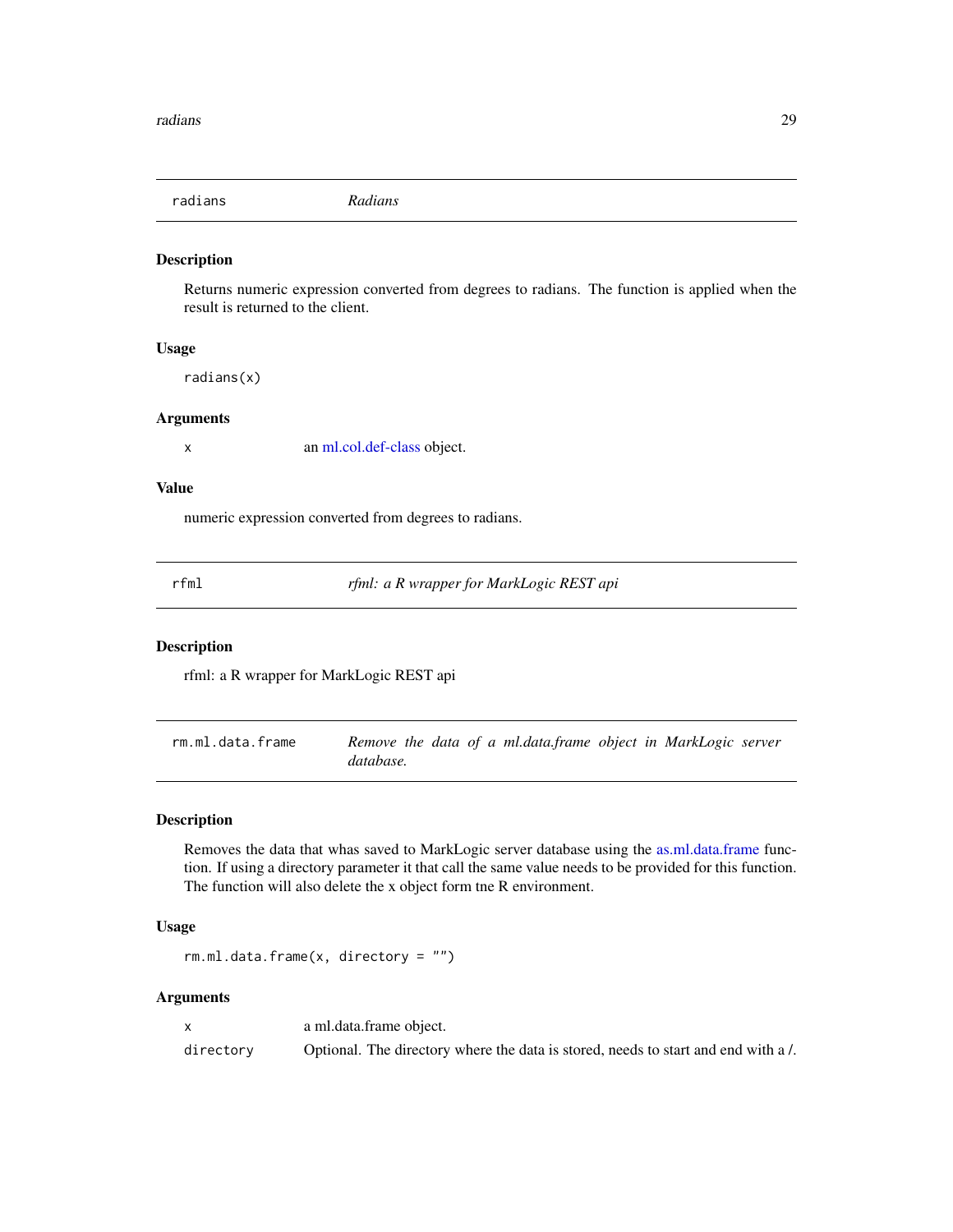## radians — *Radians*

### Description

Returns numeric expression converted from degrees to radians. The function is applied when the result is returned to the client.

### Usage

```
radians(x)
```

### Arguments

| | |
|---|---|
| x | an ml.col.def-class object. |

### Value

numeric expression converted from degrees to radians.

## rfml — *rfml: a R wrapper for MarkLogic REST api*

### Description

rfml: a R wrapper for MarkLogic REST api

## rm.ml.data.frame — *Remove the data of a ml.data.frame object in MarkLogic server database.*

### Description

Removes the data that whas saved to MarkLogic server database using the as.ml.data.frame function. If using a directory parameter it that call the same value needs to be provided for this function. The function will also delete the x object form tne R environment.

### Usage

```
rm.ml.data.frame(x, directory = "")
```

### Arguments

| | |
|---|---|
| x | a ml.data.frame object. |
| directory | Optional. The directory where the data is stored, needs to start and end with a /. |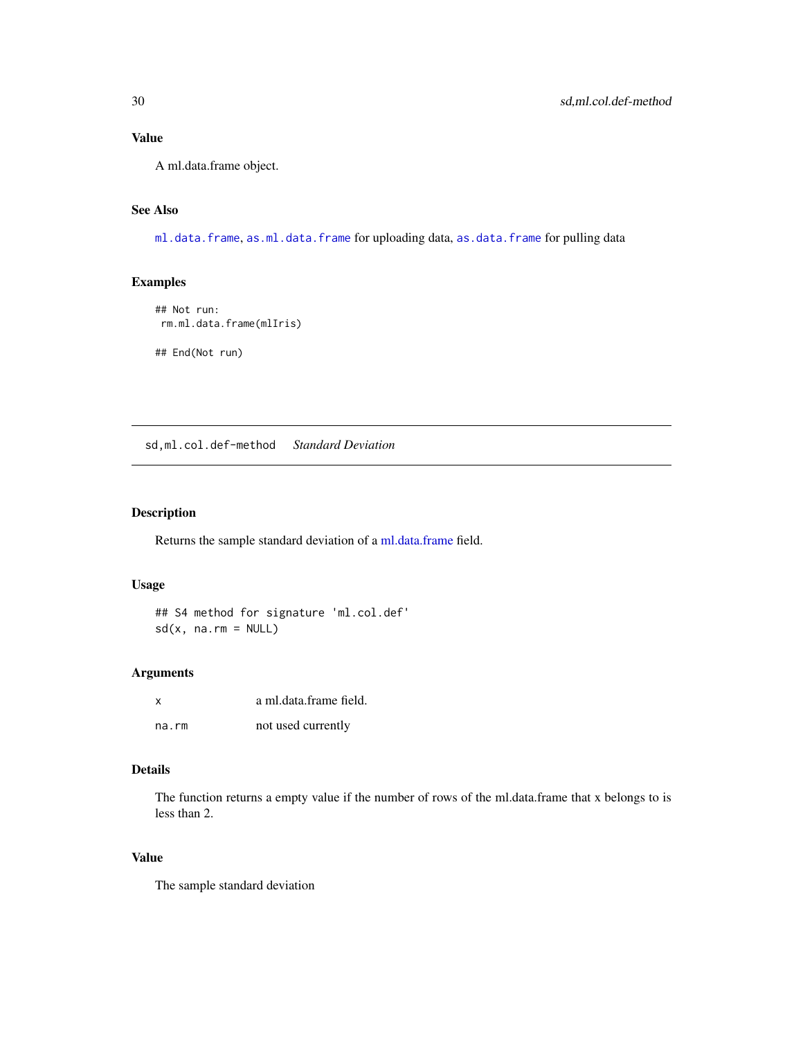## Value

A ml.data.frame object.

## See Also

`ml.data.frame`, `as.ml.data.frame` for uploading data, `as.data.frame` for pulling data

## Examples

```
## Not run:
 rm.ml.data.frame(mlIris)

## End(Not run)
```

---

# sd,ml.col.def-method *Standard Deviation*

---

## Description

Returns the sample standard deviation of a ml.data.frame field.

## Usage

```
## S4 method for signature 'ml.col.def'
sd(x, na.rm = NULL)
```

## Arguments

| | |
|---|---|
| x | a ml.data.frame field. |
| na.rm | not used currently |

## Details

The function returns a empty value if the number of rows of the ml.data.frame that x belongs to is less than 2.

## Value

The sample standard deviation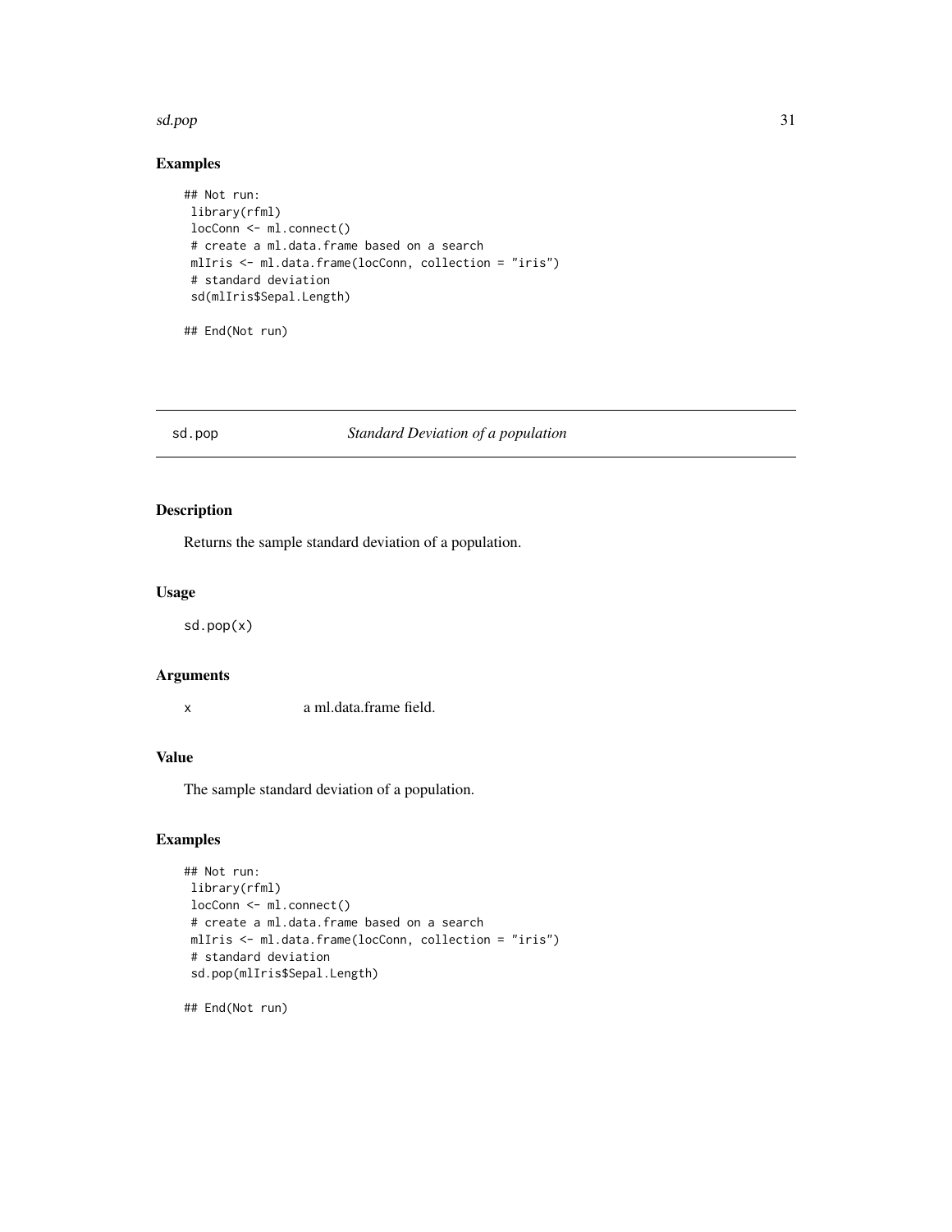## Examples

```
## Not run:
 library(rfml)
 locConn <- ml.connect()
 # create a ml.data.frame based on a search
 mlIris <- ml.data.frame(locConn, collection = "iris")
 # standard deviation
 sd(mlIris$Sepal.Length)

## End(Not run)
```

---

# sd.pop *Standard Deviation of a population*

---

## Description

Returns the sample standard deviation of a population.

## Usage

```
sd.pop(x)
```

## Arguments

| | |
|---|---|
| x | a ml.data.frame field. |

## Value

The sample standard deviation of a population.

## Examples

```
## Not run:
 library(rfml)
 locConn <- ml.connect()
 # create a ml.data.frame based on a search
 mlIris <- ml.data.frame(locConn, collection = "iris")
 # standard deviation
 sd.pop(mlIris$Sepal.Length)

## End(Not run)
```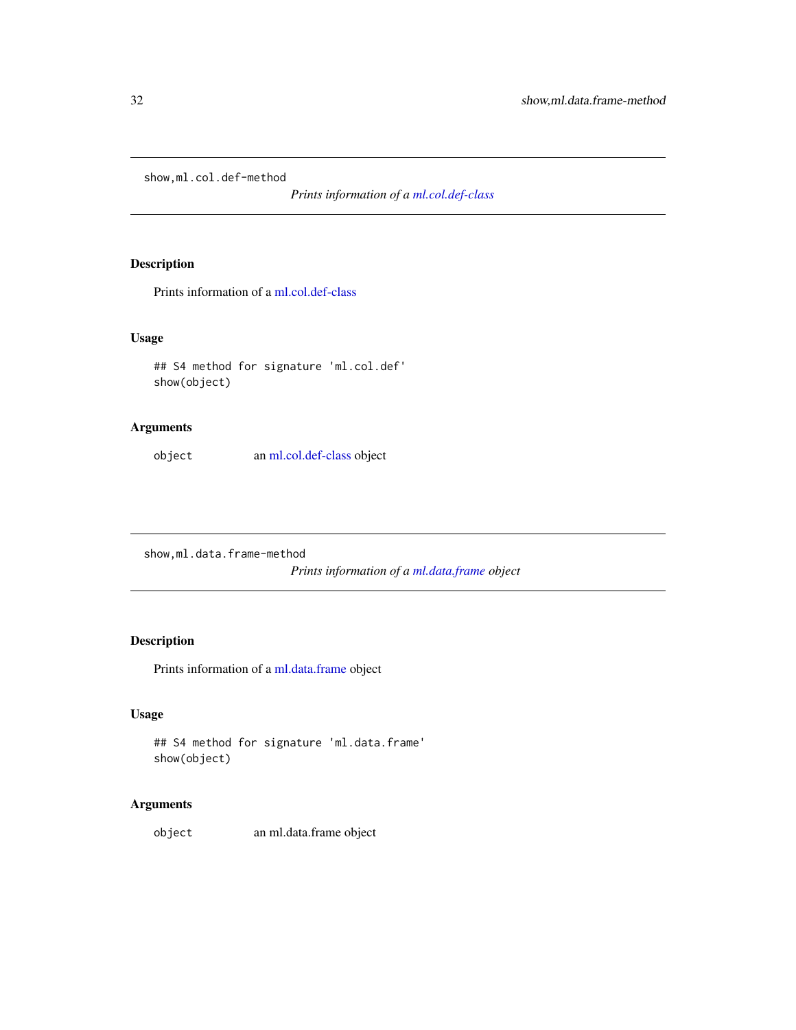## show,ml.col.def-method

*Prints information of a ml.col.def-class*

### Description

Prints information of a ml.col.def-class

### Usage

```
## S4 method for signature 'ml.col.def'
show(object)
```

### Arguments

| | |
|---|---|
| `object` | an ml.col.def-class object |

## show,ml.data.frame-method

*Prints information of a ml.data.frame object*

### Description

Prints information of a ml.data.frame object

### Usage

```
## S4 method for signature 'ml.data.frame'
show(object)
```

### Arguments

| | |
|---|---|
| `object` | an ml.data.frame object |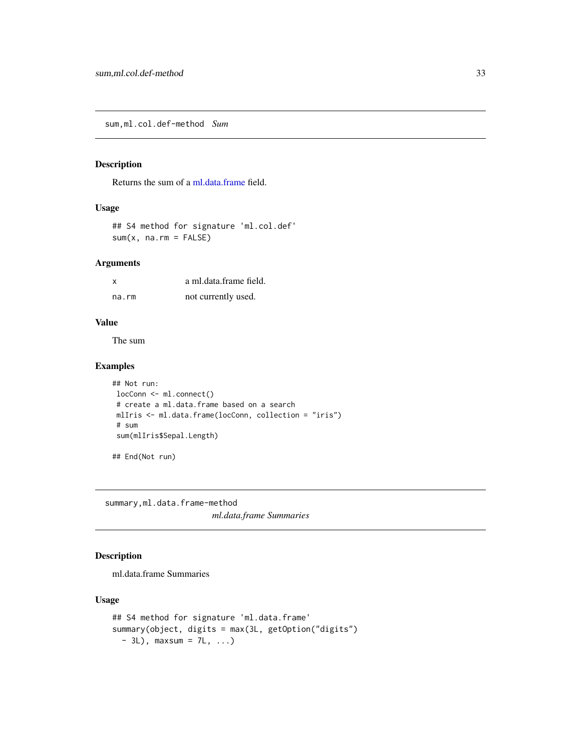## sum,ml.col.def-method *Sum*

### Description

Returns the sum of a ml.data.frame field.

### Usage

```
## S4 method for signature 'ml.col.def'
sum(x, na.rm = FALSE)
```

### Arguments

| | |
|---|---|
| `x` | a ml.data.frame field. |
| `na.rm` | not currently used. |

### Value

The sum

### Examples

```
## Not run:
 locConn <- ml.connect()
 # create a ml.data.frame based on a search
 mlIris <- ml.data.frame(locConn, collection = "iris")
 # sum
 sum(mlIris$Sepal.Length)

## End(Not run)
```

## summary,ml.data.frame-method *ml.data.frame Summaries*

### Description

ml.data.frame Summaries

### Usage

```
## S4 method for signature 'ml.data.frame'
summary(object, digits = max(3L, getOption("digits")
  - 3L), maxsum = 7L, ...)
```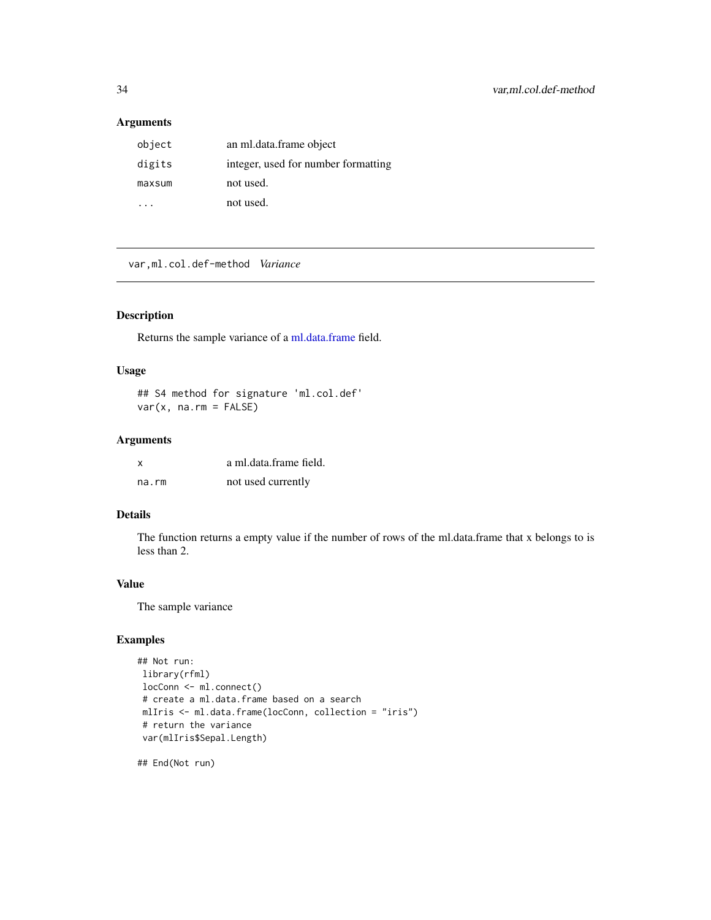### Arguments

| | |
|---|---|
| `object` | an ml.data.frame object |
| `digits` | integer, used for number formatting |
| `maxsum` | not used. |
| `...` | not used. |

---

## var,ml.col.def-method *Variance*

---

### Description

Returns the sample variance of a ml.data.frame field.

### Usage

```
## S4 method for signature 'ml.col.def'
var(x, na.rm = FALSE)
```

### Arguments

| | |
|---|---|
| `x` | a ml.data.frame field. |
| `na.rm` | not used currently |

### Details

The function returns a empty value if the number of rows of the ml.data.frame that x belongs to is less than 2.

### Value

The sample variance

### Examples

```
## Not run:
 library(rfml)
 locConn <- ml.connect()
 # create a ml.data.frame based on a search
 mlIris <- ml.data.frame(locConn, collection = "iris")
 # return the variance
 var(mlIris$Sepal.Length)

## End(Not run)
```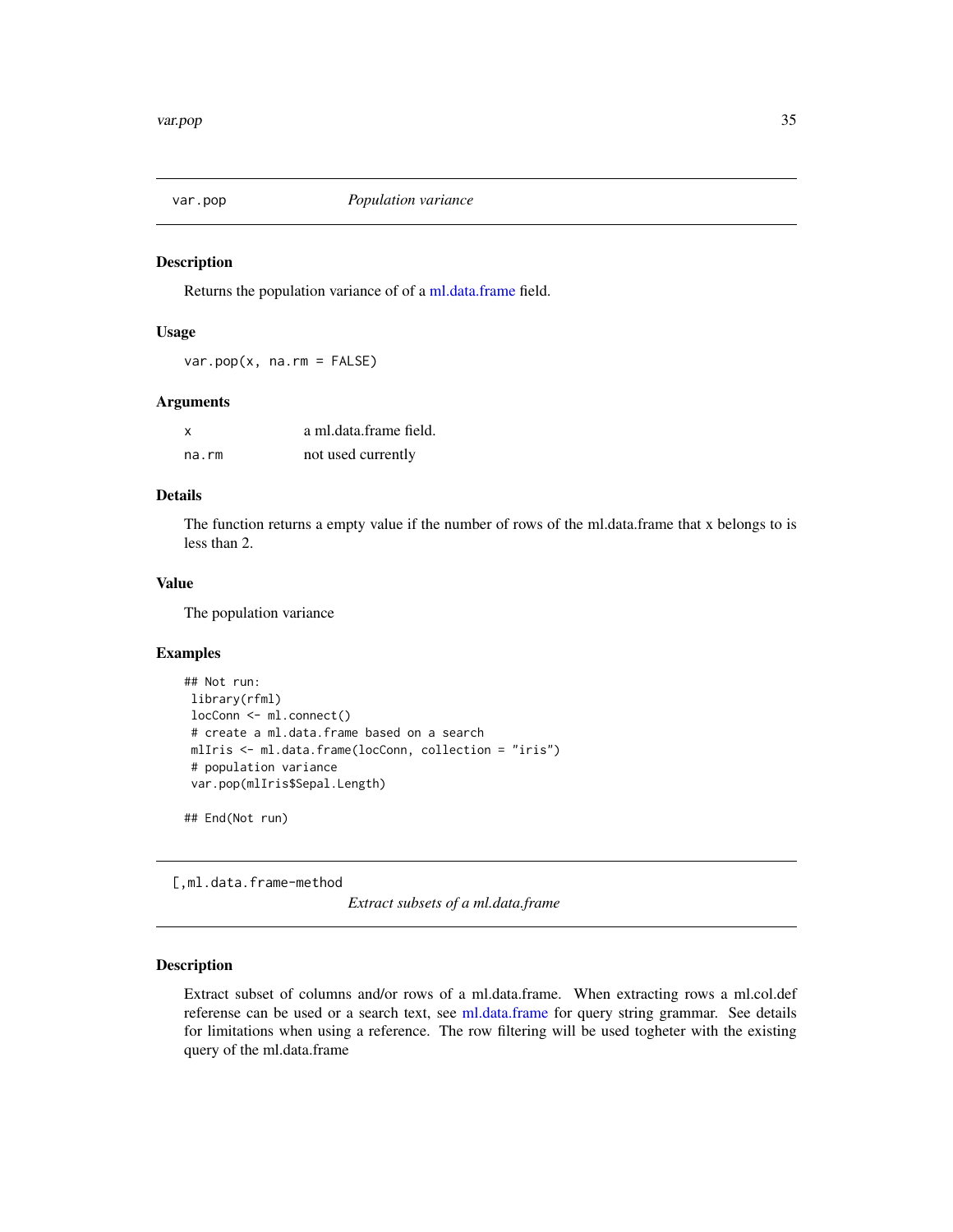## var.pop *Population variance*

### Description

Returns the population variance of of a ml.data.frame field.

### Usage

```
var.pop(x, na.rm = FALSE)
```

### Arguments

| | |
|---|---|
| x | a ml.data.frame field. |
| na.rm | not used currently |

### Details

The function returns a empty value if the number of rows of the ml.data.frame that x belongs to is less than 2.

### Value

The population variance

### Examples

```
## Not run:
 library(rfml)
 locConn <- ml.connect()
 # create a ml.data.frame based on a search
 mlIris <- ml.data.frame(locConn, collection = "iris")
 # population variance
 var.pop(mlIris$Sepal.Length)

## End(Not run)
```

## [,ml.data.frame-method *Extract subsets of a ml.data.frame*

### Description

Extract subset of columns and/or rows of a ml.data.frame. When extracting rows a ml.col.def referense can be used or a search text, see ml.data.frame for query string grammar. See details for limitations when using a reference. The row filtering will be used togheter with the existing query of the ml.data.frame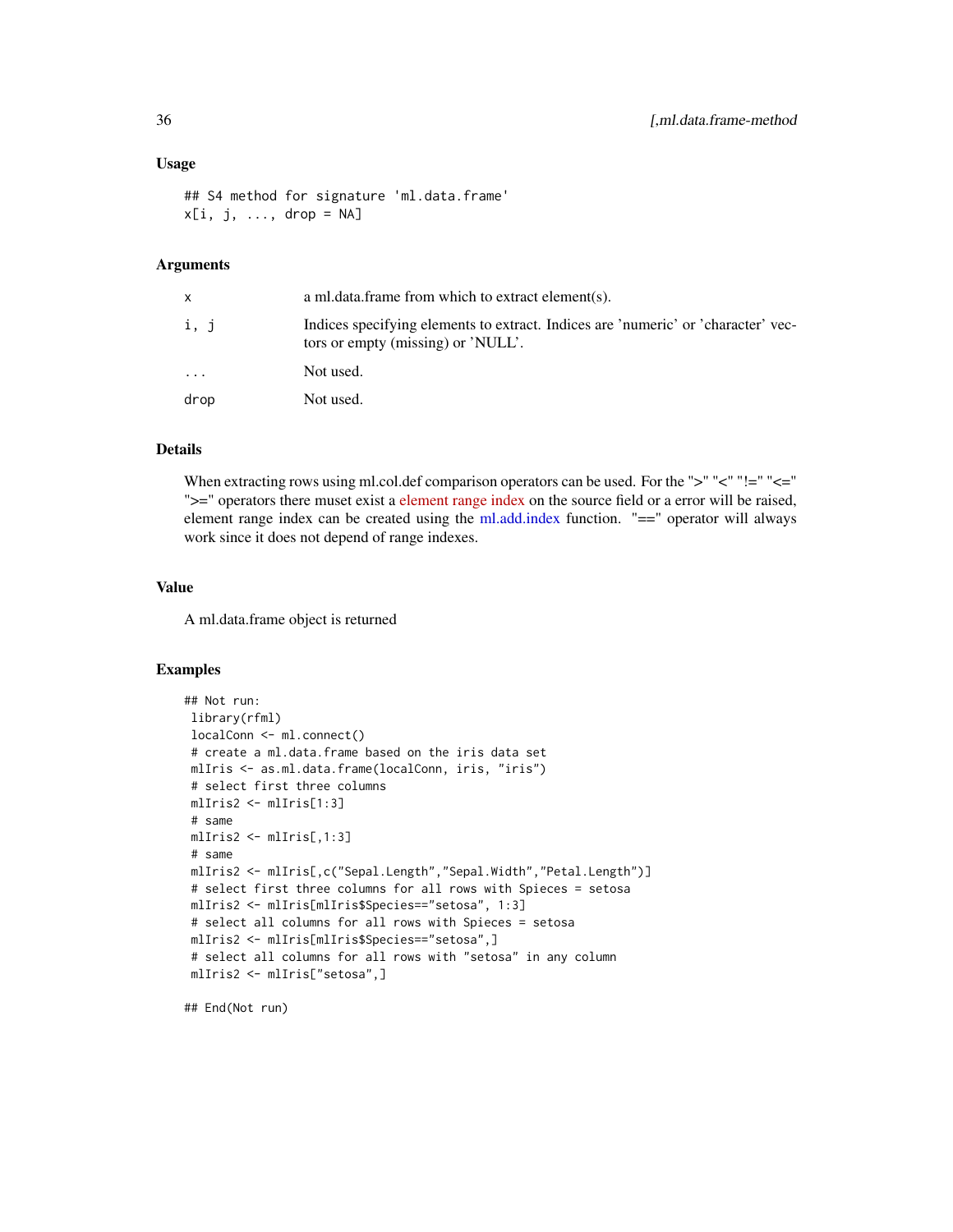### Usage

```
## S4 method for signature 'ml.data.frame'
x[i, j, ..., drop = NA]
```

### Arguments

| | |
|---|---|
| x | a ml.data.frame from which to extract element(s). |
| i, j | Indices specifying elements to extract. Indices are 'numeric' or 'character' vectors or empty (missing) or 'NULL'. |
| ... | Not used. |
| drop | Not used. |

### Details

When extracting rows using ml.col.def comparison operators can be used. For the ">" "<" "!=" "<=" ">=" operators there muset exist a element range index on the source field or a error will be raised, element range index can be created using the ml.add.index function. "==" operator will always work since it does not depend of range indexes.

### Value

A ml.data.frame object is returned

### Examples

```
## Not run:
 library(rfml)
 localConn <- ml.connect()
 # create a ml.data.frame based on the iris data set
 mlIris <- as.ml.data.frame(localConn, iris, "iris")
 # select first three columns
 mlIris2 <- mlIris[1:3]
 # same
 mlIris2 <- mlIris[,1:3]
 # same
 mlIris2 <- mlIris[,c("Sepal.Length","Sepal.Width","Petal.Length")]
 # select first three columns for all rows with Spieces = setosa
 mlIris2 <- mlIris[mlIris$Species=="setosa", 1:3]
 # select all columns for all rows with Spieces = setosa
 mlIris2 <- mlIris[mlIris$Species=="setosa",]
 # select all columns for all rows with "setosa" in any column
 mlIris2 <- mlIris["setosa",]

## End(Not run)
```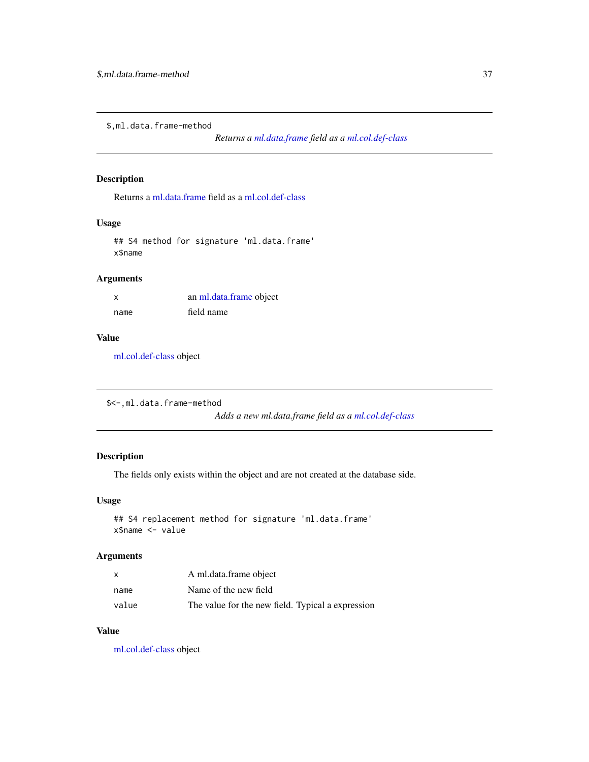## `$,ml.data.frame-method`

*Returns a ml.data.frame field as a ml.col.def-class*

### Description

Returns a ml.data.frame field as a ml.col.def-class

### Usage

```
## S4 method for signature 'ml.data.frame'
x$name
```

### Arguments

| | |
|---|---|
| `x` | an ml.data.frame object |
| `name` | field name |

### Value

ml.col.def-class object

## `$<-,ml.data.frame-method`

*Adds a new ml.data.frame field as a ml.col.def-class*

### Description

The fields only exists within the object and are not created at the database side.

### Usage

```
## S4 replacement method for signature 'ml.data.frame'
x$name <- value
```

### Arguments

| | |
|---|---|
| `x` | A ml.data.frame object |
| `name` | Name of the new field |
| `value` | The value for the new field. Typical a expression |

### Value

ml.col.def-class object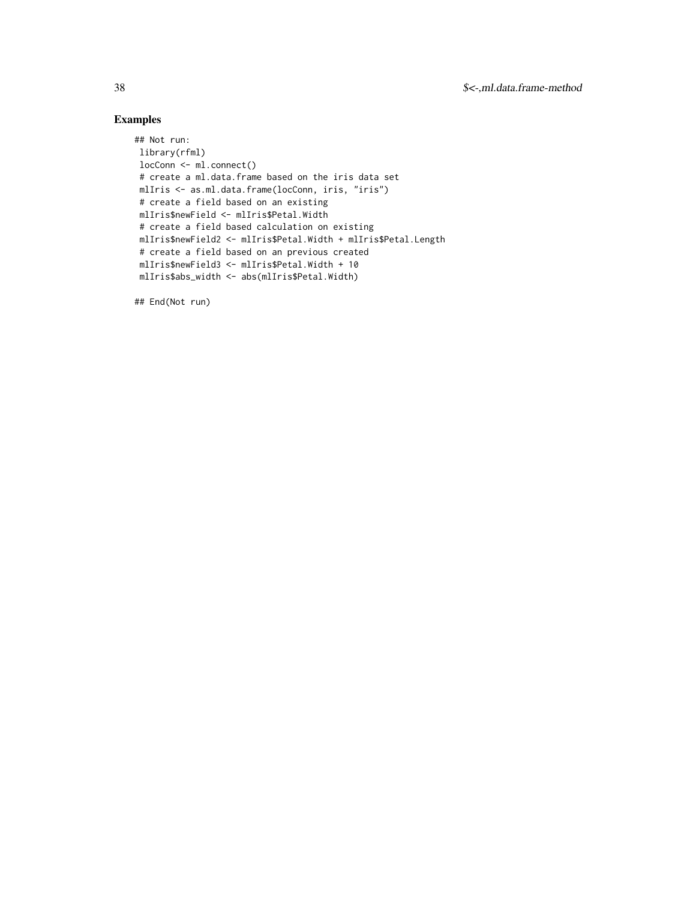## Examples

```
## Not run:
 library(rfml)
 locConn <- ml.connect()
 # create a ml.data.frame based on the iris data set
 mlIris <- as.ml.data.frame(locConn, iris, "iris")
 # create a field based on an existing
 mlIris$newField <- mlIris$Petal.Width
 # create a field based calculation on existing
 mlIris$newField2 <- mlIris$Petal.Width + mlIris$Petal.Length
 # create a field based on an previous created
 mlIris$newField3 <- mlIris$Petal.Width + 10
 mlIris$abs_width <- abs(mlIris$Petal.Width)

## End(Not run)
```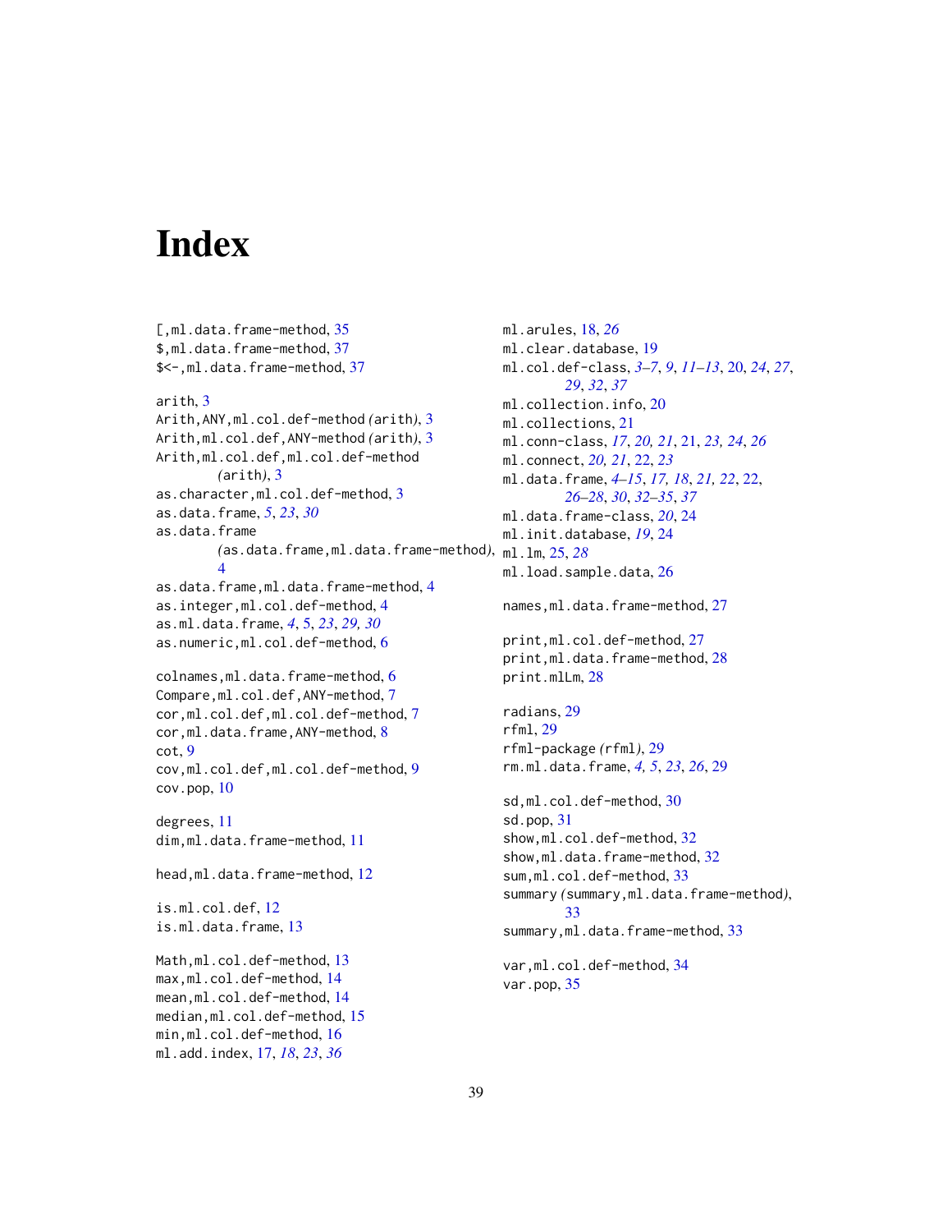# Index

[,ml.data.frame-method, 35
$,ml.data.frame-method, 37
$<-,ml.data.frame-method, 37

arith, 3
Arith,ANY,ml.col.def-method *(arith)*, 3
Arith,ml.col.def,ANY-method *(arith)*, 3
Arith,ml.col.def,ml.col.def-method *(arith)*, 3
as.character,ml.col.def-method, 3
as.data.frame, *5*, *23*, *30*
as.data.frame *(as.data.frame,ml.data.frame-method)*, 4
as.data.frame,ml.data.frame-method, 4
as.integer,ml.col.def-method, 4
as.ml.data.frame, *4*, 5, *23*, *29, 30*
as.numeric,ml.col.def-method, 6

colnames,ml.data.frame-method, 6
Compare,ml.col.def,ANY-method, 7
cor,ml.col.def,ml.col.def-method, 7
cor,ml.data.frame,ANY-method, 8
cot, 9
cov,ml.col.def,ml.col.def-method, 9
cov.pop, 10

degrees, 11
dim,ml.data.frame-method, 11

head,ml.data.frame-method, 12

is.ml.col.def, 12
is.ml.data.frame, 13

Math,ml.col.def-method, 13
max,ml.col.def-method, 14
mean,ml.col.def-method, 14
median,ml.col.def-method, 15
min,ml.col.def-method, 16
ml.add.index, 17, *18*, *23*, *36*
ml.arules, 18, *26*
ml.clear.database, 19
ml.col.def-class, *3–7*, *9*, *11–13*, 20, *24*, *27*, *29*, *32*, *37*
ml.collection.info, 20
ml.collections, 21
ml.conn-class, *17*, *20, 21*, 21, *23, 24*, *26*
ml.connect, *20, 21*, 22, *23*
ml.data.frame, *4–15*, *17, 18*, *21, 22*, 22, *26–28*, *30*, *32–35*, *37*
ml.data.frame-class, *20*, 24
ml.init.database, *19*, 24
ml.lm, 25, *28*
ml.load.sample.data, 26

names,ml.data.frame-method, 27

print,ml.col.def-method, 27
print,ml.data.frame-method, 28
print.mlLm, 28

radians, 29
rfml, 29
rfml-package *(rfml)*, 29
rm.ml.data.frame, *4, 5*, *23*, *26*, 29

sd,ml.col.def-method, 30
sd.pop, 31
show,ml.col.def-method, 32
show,ml.data.frame-method, 32
sum,ml.col.def-method, 33
summary *(summary,ml.data.frame-method)*, 33
summary,ml.data.frame-method, 33

var,ml.col.def-method, 34
var.pop, 35